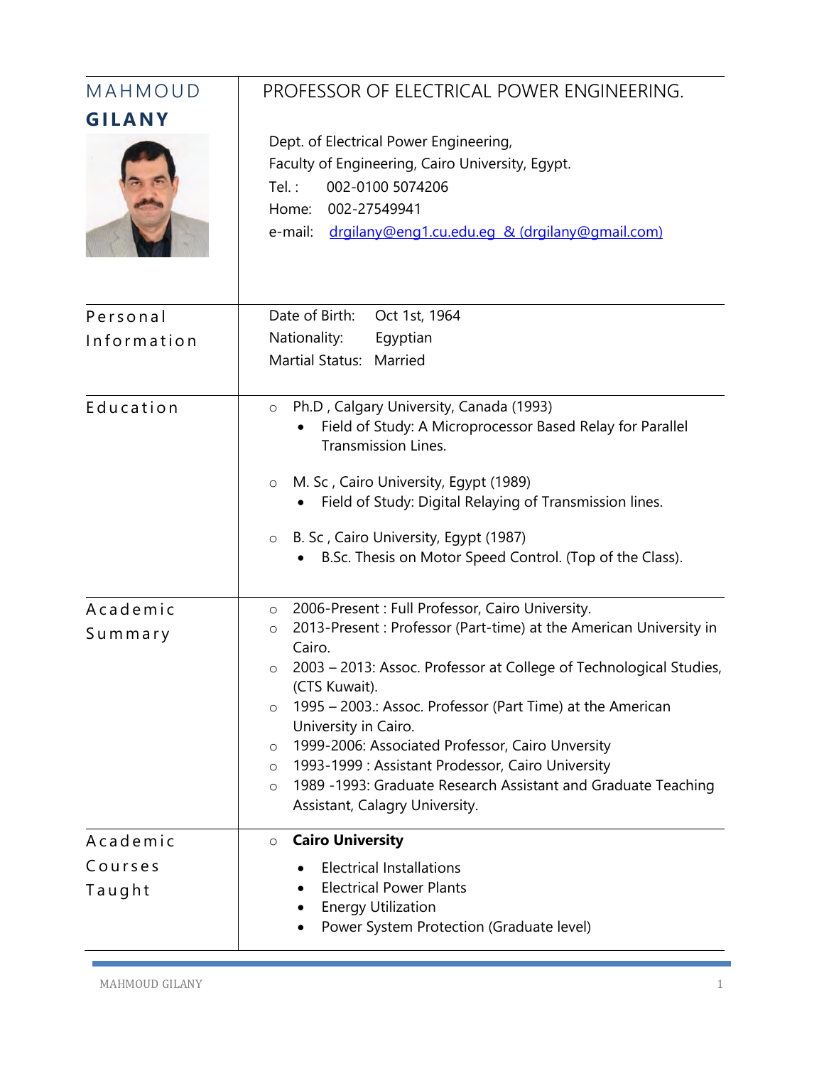# MAHMOUD **GILANY**

## PROFESSOR OF ELECTRICAL POWER ENGINEERING.

Dept. of Electrical Power Engineering,
Faculty of Engineering, Cairo University, Egypt.
Tel. : 002-0100 5074206
Home: 002-27549941
e-mail: drgilany@eng1.cu.edu.eg & (drgilany@gmail.com)

## Personal Information

Date of Birth: Oct 1st, 1964
Nationality: Egyptian
Martial Status: Married

## Education

- Ph.D , Calgary University, Canada (1993)
  - Field of Study: A Microprocessor Based Relay for Parallel Transmission Lines.
- M. Sc , Cairo University, Egypt (1989)
  - Field of Study: Digital Relaying of Transmission lines.
- B. Sc , Cairo University, Egypt (1987)
  - B.Sc. Thesis on Motor Speed Control. (Top of the Class).

## Academic Summary

- 2006-Present : Full Professor, Cairo University.
- 2013-Present : Professor (Part-time) at the American University in Cairo.
- 2003 – 2013: Assoc. Professor at College of Technological Studies, (CTS Kuwait).
- 1995 – 2003.: Assoc. Professor (Part Time) at the American University in Cairo.
- 1999-2006: Associated Professor, Cairo Unversity
- 1993-1999 : Assistant Prodessor, Cairo University
- 1989 -1993: Graduate Research Assistant and Graduate Teaching Assistant, Calagry University.

## Academic Courses Taught

- **Cairo University**
  - Electrical Installations
  - Electrical Power Plants
  - Energy Utilization
  - Power System Protection (Graduate level)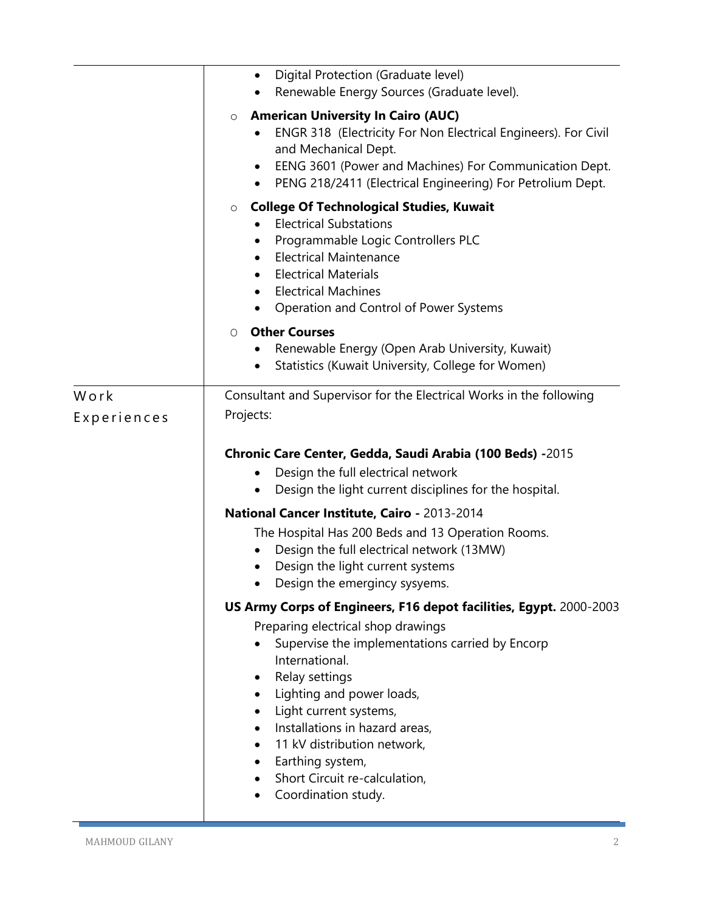- Digital Protection (Graduate level)
- Renewable Energy Sources (Graduate level).

- **American University In Cairo (AUC)**
  - ENGR 318 (Electricity For Non Electrical Engineers). For Civil and Mechanical Dept.
  - EENG 3601 (Power and Machines) For Communication Dept.
  - PENG 218/2411 (Electrical Engineering) For Petrolium Dept.

- **College Of Technological Studies, Kuwait**
  - Electrical Substations
  - Programmable Logic Controllers PLC
  - Electrical Maintenance
  - Electrical Materials
  - Electrical Machines
  - Operation and Control of Power Systems

- **Other Courses**
  - Renewable Energy (Open Arab University, Kuwait)
  - Statistics (Kuwait University, College for Women)

## Work Experiences

Consultant and Supervisor for the Electrical Works in the following Projects:

**Chronic Care Center, Gedda, Saudi Arabia (100 Beds) -**2015

- Design the full electrical network
- Design the light current disciplines for the hospital.

**National Cancer Institute, Cairo -** 2013-2014

The Hospital Has 200 Beds and 13 Operation Rooms.

- Design the full electrical network (13MW)
- Design the light current systems
- Design the emergincy sysyems.

**US Army Corps of Engineers, F16 depot facilities, Egypt.** 2000-2003

Preparing electrical shop drawings

- Supervise the implementations carried by Encorp International.
- Relay settings
- Lighting and power loads,
- Light current systems,
- Installations in hazard areas,
- 11 kV distribution network,
- Earthing system,
- Short Circuit re-calculation,
- Coordination study.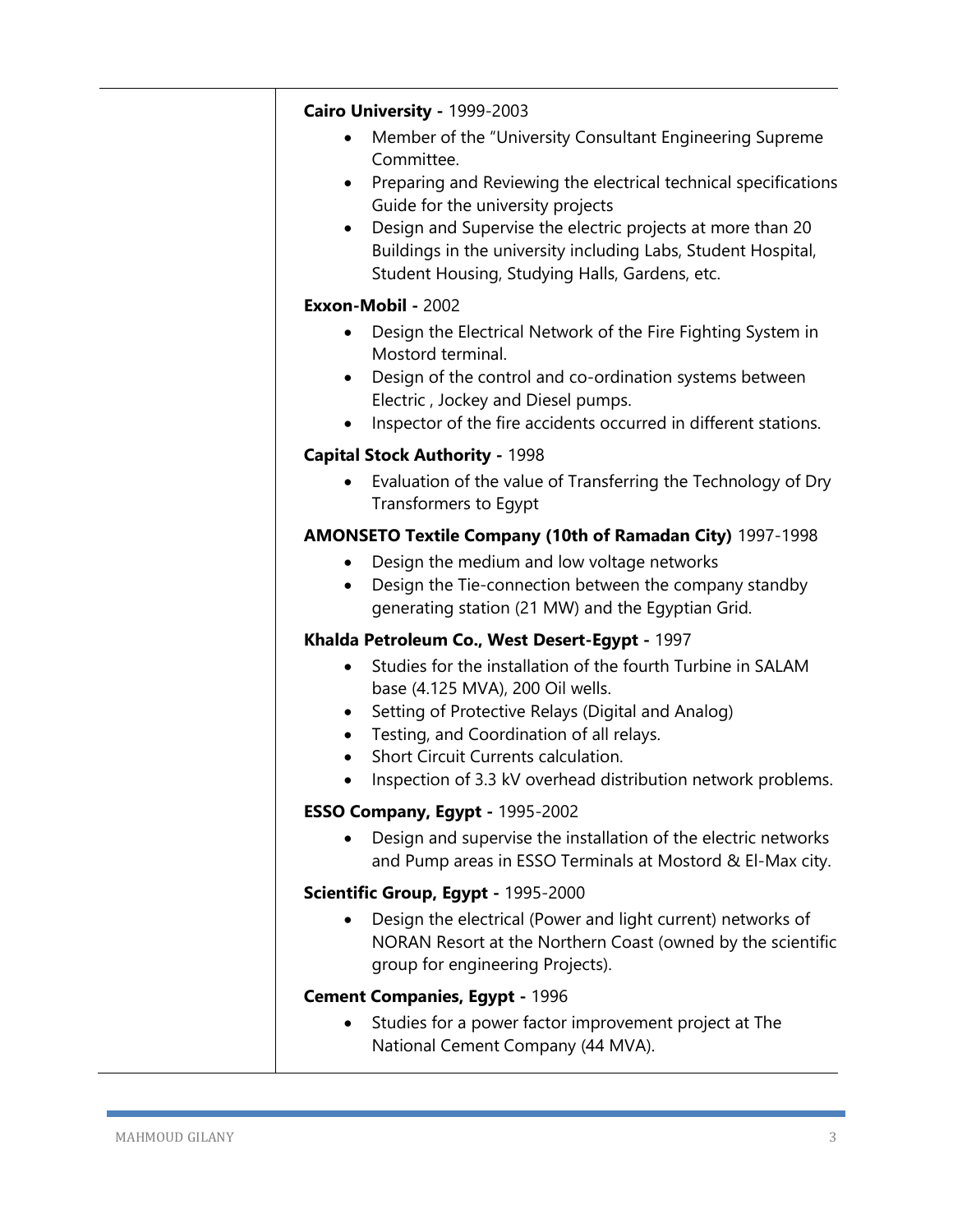**Cairo University -** 1999-2003

- Member of the "University Consultant Engineering Supreme Committee.
- Preparing and Reviewing the electrical technical specifications Guide for the university projects
- Design and Supervise the electric projects at more than 20 Buildings in the university including Labs, Student Hospital, Student Housing, Studying Halls, Gardens, etc.

**Exxon-Mobil -** 2002

- Design the Electrical Network of the Fire Fighting System in Mostord terminal.
- Design of the control and co-ordination systems between Electric , Jockey and Diesel pumps.
- Inspector of the fire accidents occurred in different stations.

**Capital Stock Authority -** 1998

- Evaluation of the value of Transferring the Technology of Dry Transformers to Egypt

**AMONSETO Textile Company (10th of Ramadan City)** 1997-1998

- Design the medium and low voltage networks
- Design the Tie-connection between the company standby generating station (21 MW) and the Egyptian Grid.

**Khalda Petroleum Co., West Desert-Egypt -** 1997

- Studies for the installation of the fourth Turbine in SALAM base (4.125 MVA), 200 Oil wells.
- Setting of Protective Relays (Digital and Analog)
- Testing, and Coordination of all relays.
- Short Circuit Currents calculation.
- Inspection of 3.3 kV overhead distribution network problems.

**ESSO Company, Egypt -** 1995-2002

- Design and supervise the installation of the electric networks and Pump areas in ESSO Terminals at Mostord & El-Max city.

**Scientific Group, Egypt -** 1995-2000

- Design the electrical (Power and light current) networks of NORAN Resort at the Northern Coast (owned by the scientific group for engineering Projects).

**Cement Companies, Egypt -** 1996

- Studies for a power factor improvement project at The National Cement Company (44 MVA).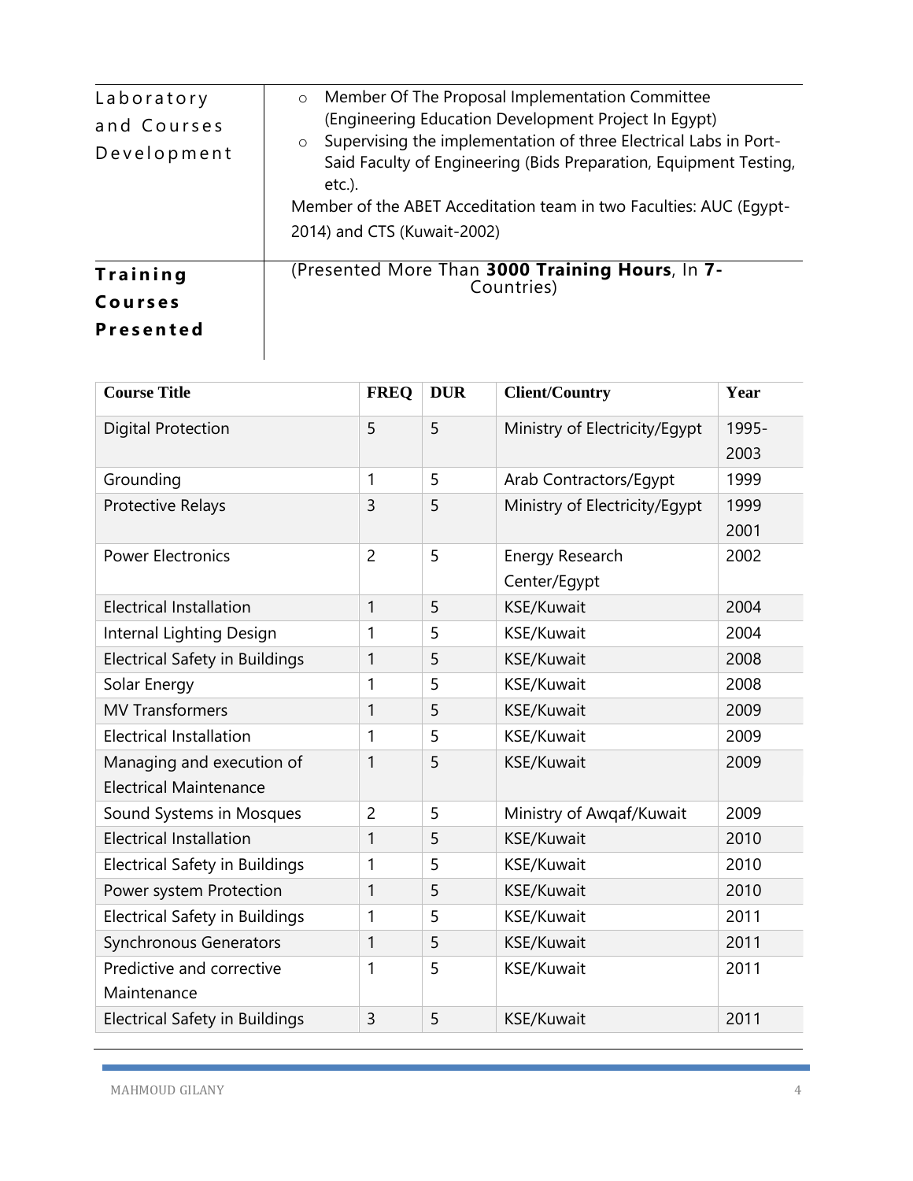| | |
|---|---|
| Laboratory and Courses Development | ○ Member Of The Proposal Implementation Committee (Engineering Education Development Project In Egypt)<br>○ Supervising the implementation of three Electrical Labs in Port-Said Faculty of Engineering (Bids Preparation, Equipment Testing, etc.).<br>Member of the ABET Acceditation team in two Faculties: AUC (Egypt-2014) and CTS (Kuwait-2002) |
| **Training Courses Presented** | (Presented More Than **3000 Training Hours**, In **7-** Countries) |

| Course Title | FREQ | DUR | Client/Country | Year |
|---|---|---|---|---|
| Digital Protection | 5 | 5 | Ministry of Electricity/Egypt | 1995-2003 |
| Grounding | 1 | 5 | Arab Contractors/Egypt | 1999 |
| Protective Relays | 3 | 5 | Ministry of Electricity/Egypt | 1999 2001 |
| Power Electronics | 2 | 5 | Energy Research Center/Egypt | 2002 |
| Electrical Installation | 1 | 5 | KSE/Kuwait | 2004 |
| Internal Lighting Design | 1 | 5 | KSE/Kuwait | 2004 |
| Electrical Safety in Buildings | 1 | 5 | KSE/Kuwait | 2008 |
| Solar Energy | 1 | 5 | KSE/Kuwait | 2008 |
| MV Transformers | 1 | 5 | KSE/Kuwait | 2009 |
| Electrical Installation | 1 | 5 | KSE/Kuwait | 2009 |
| Managing and execution of Electrical Maintenance | 1 | 5 | KSE/Kuwait | 2009 |
| Sound Systems in Mosques | 2 | 5 | Ministry of Awqaf/Kuwait | 2009 |
| Electrical Installation | 1 | 5 | KSE/Kuwait | 2010 |
| Electrical Safety in Buildings | 1 | 5 | KSE/Kuwait | 2010 |
| Power system Protection | 1 | 5 | KSE/Kuwait | 2010 |
| Electrical Safety in Buildings | 1 | 5 | KSE/Kuwait | 2011 |
| Synchronous Generators | 1 | 5 | KSE/Kuwait | 2011 |
| Predictive and corrective Maintenance | 1 | 5 | KSE/Kuwait | 2011 |
| Electrical Safety in Buildings | 3 | 5 | KSE/Kuwait | 2011 |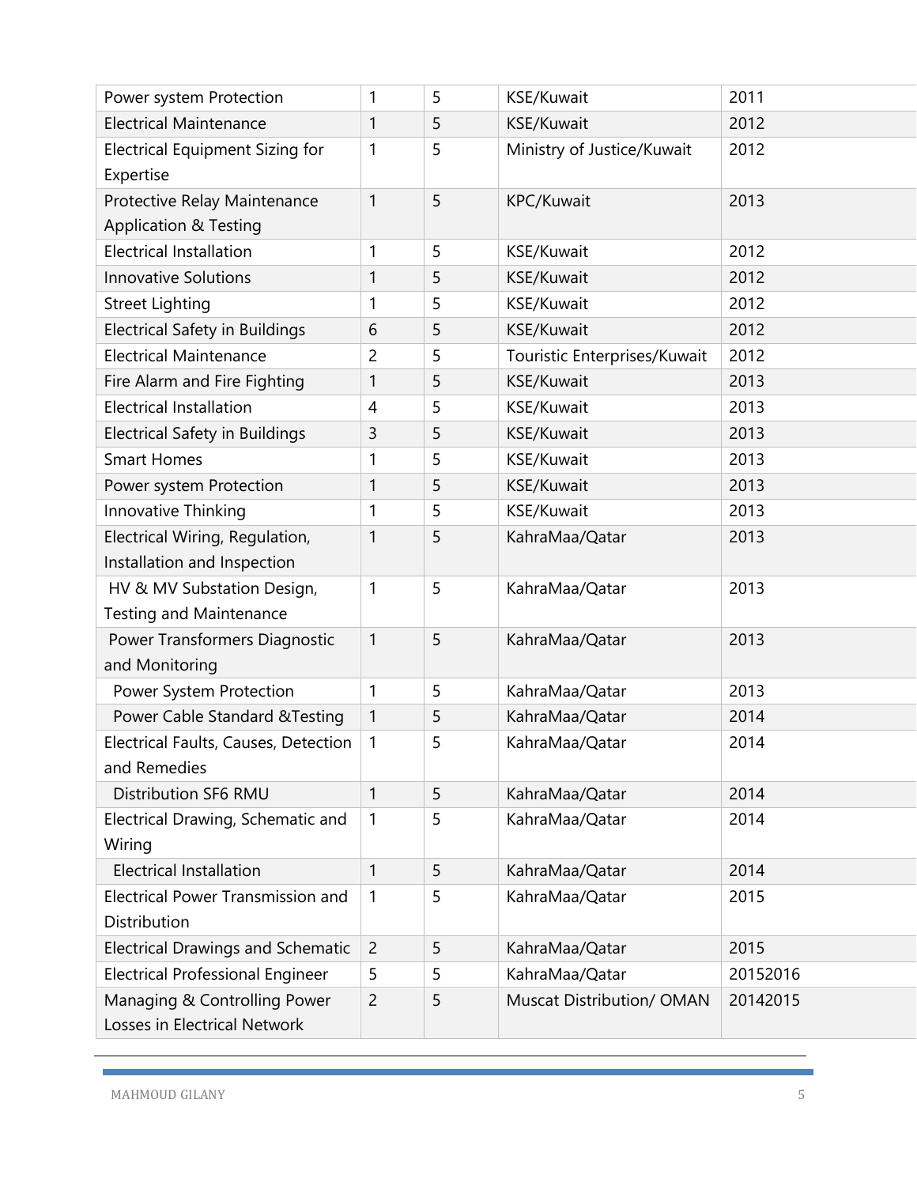| Power system Protection | 1 | 5 | KSE/Kuwait | 2011 |
|---|---|---|---|---|
| Electrical Maintenance | 1 | 5 | KSE/Kuwait | 2012 |
| Electrical Equipment Sizing for Expertise | 1 | 5 | Ministry of Justice/Kuwait | 2012 |
| Protective Relay Maintenance Application & Testing | 1 | 5 | KPC/Kuwait | 2013 |
| Electrical Installation | 1 | 5 | KSE/Kuwait | 2012 |
| Innovative Solutions | 1 | 5 | KSE/Kuwait | 2012 |
| Street Lighting | 1 | 5 | KSE/Kuwait | 2012 |
| Electrical Safety in Buildings | 6 | 5 | KSE/Kuwait | 2012 |
| Electrical Maintenance | 2 | 5 | Touristic Enterprises/Kuwait | 2012 |
| Fire Alarm and Fire Fighting | 1 | 5 | KSE/Kuwait | 2013 |
| Electrical Installation | 4 | 5 | KSE/Kuwait | 2013 |
| Electrical Safety in Buildings | 3 | 5 | KSE/Kuwait | 2013 |
| Smart Homes | 1 | 5 | KSE/Kuwait | 2013 |
| Power system Protection | 1 | 5 | KSE/Kuwait | 2013 |
| Innovative Thinking | 1 | 5 | KSE/Kuwait | 2013 |
| Electrical Wiring, Regulation, Installation and Inspection | 1 | 5 | KahraMaa/Qatar | 2013 |
| HV & MV Substation Design, Testing and Maintenance | 1 | 5 | KahraMaa/Qatar | 2013 |
| Power Transformers Diagnostic and Monitoring | 1 | 5 | KahraMaa/Qatar | 2013 |
| Power System Protection | 1 | 5 | KahraMaa/Qatar | 2013 |
| Power Cable Standard &Testing | 1 | 5 | KahraMaa/Qatar | 2014 |
| Electrical Faults, Causes, Detection and Remedies | 1 | 5 | KahraMaa/Qatar | 2014 |
| Distribution SF6 RMU | 1 | 5 | KahraMaa/Qatar | 2014 |
| Electrical Drawing, Schematic and Wiring | 1 | 5 | KahraMaa/Qatar | 2014 |
| Electrical Installation | 1 | 5 | KahraMaa/Qatar | 2014 |
| Electrical Power Transmission and Distribution | 1 | 5 | KahraMaa/Qatar | 2015 |
| Electrical Drawings and Schematic | 2 | 5 | KahraMaa/Qatar | 2015 |
| Electrical Professional Engineer | 5 | 5 | KahraMaa/Qatar | 20152016 |
| Managing & Controlling Power Losses in Electrical Network | 2 | 5 | Muscat Distribution/ OMAN | 20142015 |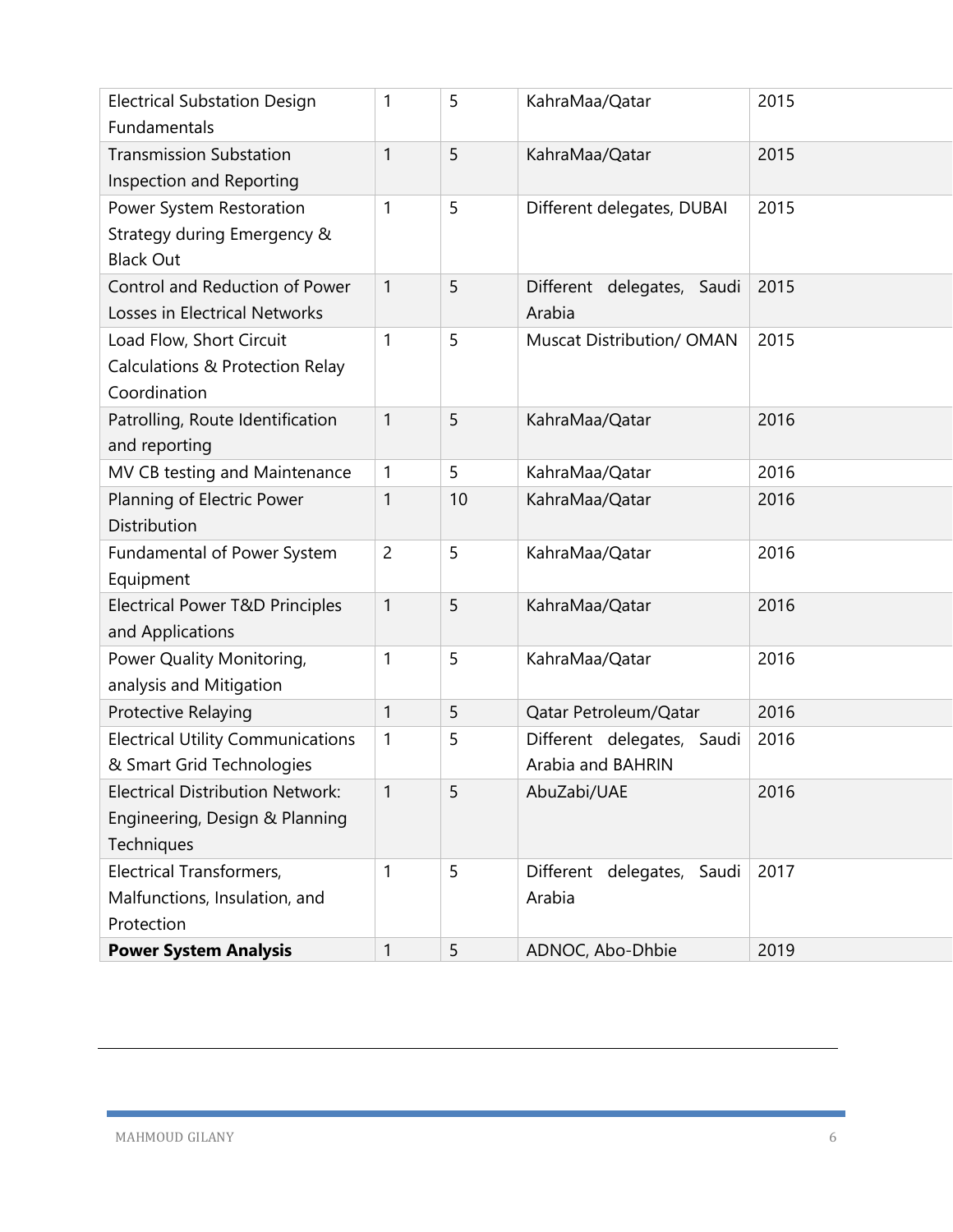| | | | | |
|---|---|---|---|---|
| Electrical Substation Design Fundamentals | 1 | 5 | KahraMaa/Qatar | 2015 |
| Transmission Substation Inspection and Reporting | 1 | 5 | KahraMaa/Qatar | 2015 |
| Power System Restoration Strategy during Emergency & Black Out | 1 | 5 | Different delegates, DUBAI | 2015 |
| Control and Reduction of Power Losses in Electrical Networks | 1 | 5 | Different delegates, Saudi Arabia | 2015 |
| Load Flow, Short Circuit Calculations & Protection Relay Coordination | 1 | 5 | Muscat Distribution/ OMAN | 2015 |
| Patrolling, Route Identification and reporting | 1 | 5 | KahraMaa/Qatar | 2016 |
| MV CB testing and Maintenance | 1 | 5 | KahraMaa/Qatar | 2016 |
| Planning of Electric Power Distribution | 1 | 10 | KahraMaa/Qatar | 2016 |
| Fundamental of Power System Equipment | 2 | 5 | KahraMaa/Qatar | 2016 |
| Electrical Power T&D Principles and Applications | 1 | 5 | KahraMaa/Qatar | 2016 |
| Power Quality Monitoring, analysis and Mitigation | 1 | 5 | KahraMaa/Qatar | 2016 |
| Protective Relaying | 1 | 5 | Qatar Petroleum/Qatar | 2016 |
| Electrical Utility Communications & Smart Grid Technologies | 1 | 5 | Different delegates, Saudi Arabia and BAHRIN | 2016 |
| Electrical Distribution Network: Engineering, Design & Planning Techniques | 1 | 5 | AbuZabi/UAE | 2016 |
| Electrical Transformers, Malfunctions, Insulation, and Protection | 1 | 5 | Different delegates, Saudi Arabia | 2017 |
| **Power System Analysis** | 1 | 5 | ADNOC, Abo-Dhbie | 2019 |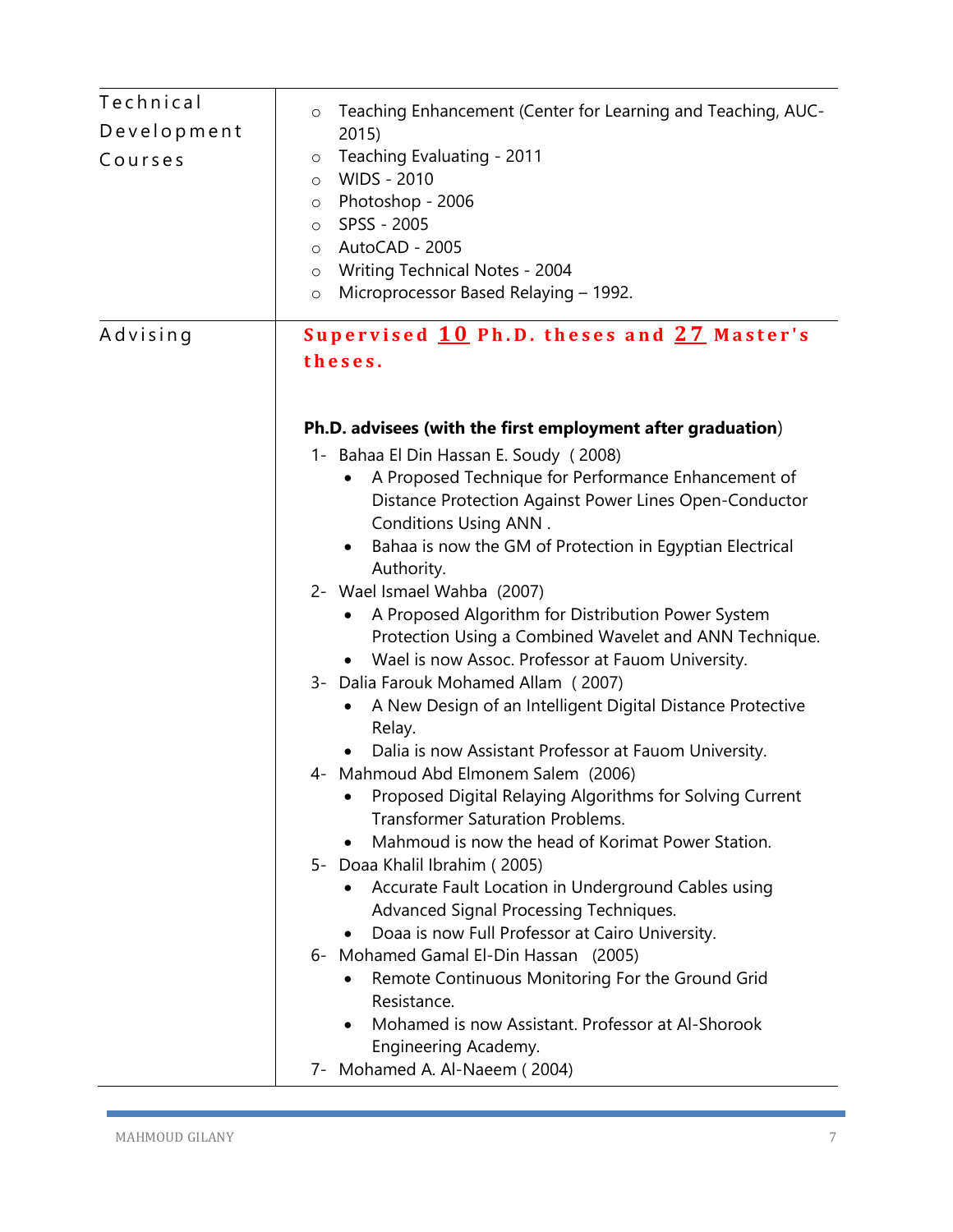## Technical Development Courses

- Teaching Enhancement (Center for Learning and Teaching, AUC-2015)
- Teaching Evaluating - 2011
- WIDS - 2010
- Photoshop - 2006
- SPSS - 2005
- AutoCAD - 2005
- Writing Technical Notes - 2004
- Microprocessor Based Relaying – 1992.

## Advising

**Supervised <u>10</u> Ph.D. theses and <u>27</u> Master's theses.**

**Ph.D. advisees (with the first employment after graduation)**

1- Bahaa El Din Hassan E. Soudy ( 2008)
   - A Proposed Technique for Performance Enhancement of Distance Protection Against Power Lines Open-Conductor Conditions Using ANN .
   - Bahaa is now the GM of Protection in Egyptian Electrical Authority.

2- Wael Ismael Wahba (2007)
   - A Proposed Algorithm for Distribution Power System Protection Using a Combined Wavelet and ANN Technique.
   - Wael is now Assoc. Professor at Fauom University.

3- Dalia Farouk Mohamed Allam ( 2007)
   - A New Design of an Intelligent Digital Distance Protective Relay.
   - Dalia is now Assistant Professor at Fauom University.

4- Mahmoud Abd Elmonem Salem (2006)
   - Proposed Digital Relaying Algorithms for Solving Current Transformer Saturation Problems.
   - Mahmoud is now the head of Korimat Power Station.

5- Doaa Khalil Ibrahim ( 2005)
   - Accurate Fault Location in Underground Cables using Advanced Signal Processing Techniques.
   - Doaa is now Full Professor at Cairo University.

6- Mohamed Gamal El-Din Hassan (2005)
   - Remote Continuous Monitoring For the Ground Grid Resistance.
   - Mohamed is now Assistant. Professor at Al-Shorook Engineering Academy.

7- Mohamed A. Al-Naeem ( 2004)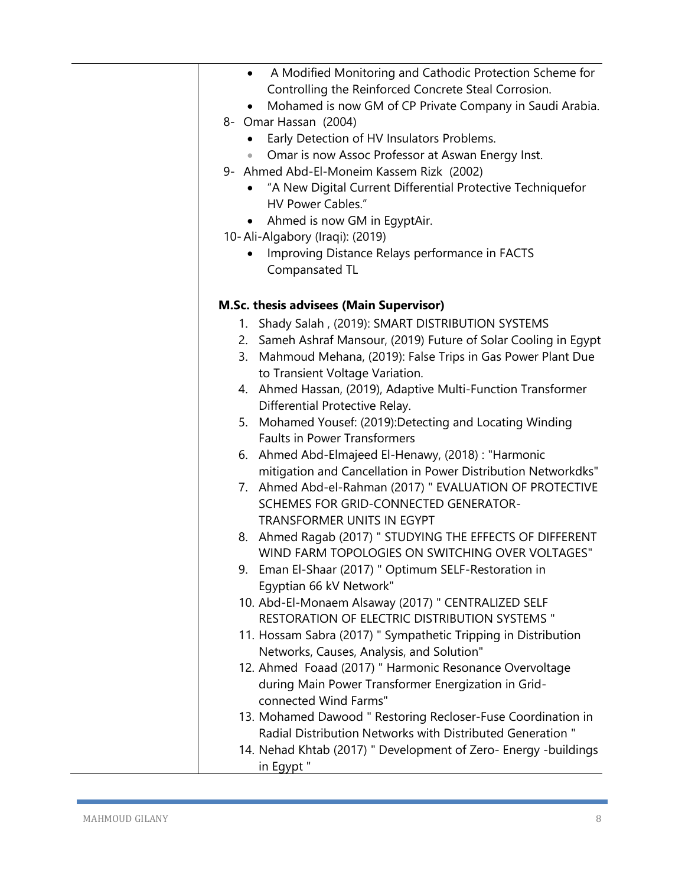- A Modified Monitoring and Cathodic Protection Scheme for Controlling the Reinforced Concrete Steal Corrosion.
- Mohamed is now GM of CP Private Company in Saudi Arabia.

8- Omar Hassan (2004)

- Early Detection of HV Insulators Problems.
- Omar is now Assoc Professor at Aswan Energy Inst.

9- Ahmed Abd-El-Moneim Kassem Rizk (2002)

- "A New Digital Current Differential Protective Techniquefor HV Power Cables."
- Ahmed is now GM in EgyptAir.

10- Ali-Algabory (Iraqi): (2019)

- Improving Distance Relays performance in FACTS Compansated TL

**M.Sc. thesis advisees (Main Supervisor)**

1. Shady Salah , (2019): SMART DISTRIBUTION SYSTEMS
2. Sameh Ashraf Mansour, (2019) Future of Solar Cooling in Egypt
3. Mahmoud Mehana, (2019): False Trips in Gas Power Plant Due to Transient Voltage Variation.
4. Ahmed Hassan, (2019), Adaptive Multi-Function Transformer Differential Protective Relay.
5. Mohamed Yousef: (2019):Detecting and Locating Winding Faults in Power Transformers
6. Ahmed Abd-Elmajeed El-Henawy, (2018) : "Harmonic mitigation and Cancellation in Power Distribution Networkdks"
7. Ahmed Abd-el-Rahman (2017) " EVALUATION OF PROTECTIVE SCHEMES FOR GRID-CONNECTED GENERATOR-TRANSFORMER UNITS IN EGYPT
8. Ahmed Ragab (2017) " STUDYING THE EFFECTS OF DIFFERENT WIND FARM TOPOLOGIES ON SWITCHING OVER VOLTAGES"
9. Eman El-Shaar (2017) " Optimum SELF-Restoration in Egyptian 66 kV Network"
10. Abd-El-Monaem Alsaway (2017) " CENTRALIZED SELF RESTORATION OF ELECTRIC DISTRIBUTION SYSTEMS "
11. Hossam Sabra (2017) " Sympathetic Tripping in Distribution Networks, Causes, Analysis, and Solution"
12. Ahmed Foaad (2017) " Harmonic Resonance Overvoltage during Main Power Transformer Energization in Grid-connected Wind Farms"
13. Mohamed Dawood " Restoring Recloser-Fuse Coordination in Radial Distribution Networks with Distributed Generation "
14. Nehad Khtab (2017) " Development of Zero- Energy -buildings in Egypt "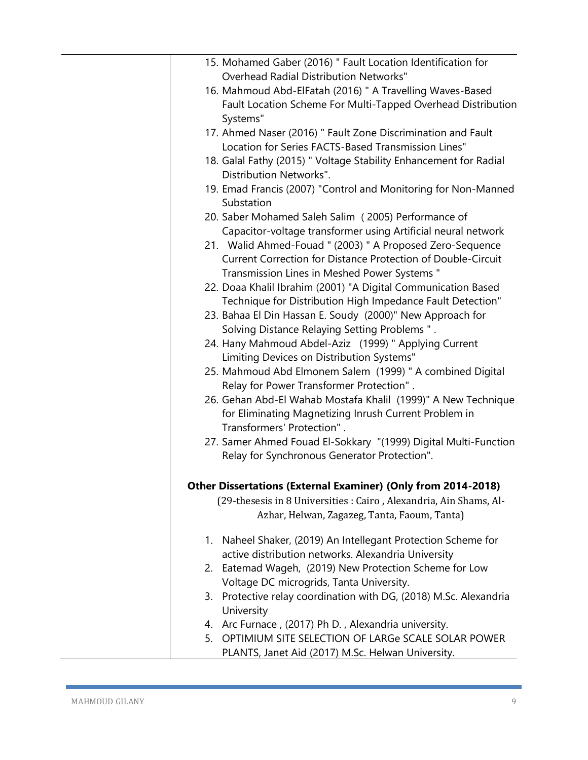15. Mohamed Gaber (2016) " Fault Location Identification for Overhead Radial Distribution Networks"
16. Mahmoud Abd-ElFatah (2016) " A Travelling Waves-Based Fault Location Scheme For Multi-Tapped Overhead Distribution Systems"
17. Ahmed Naser (2016) " Fault Zone Discrimination and Fault Location for Series FACTS-Based Transmission Lines"
18. Galal Fathy (2015) " Voltage Stability Enhancement for Radial Distribution Networks".
19. Emad Francis (2007) "Control and Monitoring for Non-Manned Substation
20. Saber Mohamed Saleh Salim ( 2005) Performance of Capacitor-voltage transformer using Artificial neural network
21. Walid Ahmed-Fouad " (2003) " A Proposed Zero-Sequence Current Correction for Distance Protection of Double-Circuit Transmission Lines in Meshed Power Systems "
22. Doaa Khalil Ibrahim (2001) "A Digital Communication Based Technique for Distribution High Impedance Fault Detection"
23. Bahaa El Din Hassan E. Soudy (2000)" New Approach for Solving Distance Relaying Setting Problems " .
24. Hany Mahmoud Abdel-Aziz (1999) " Applying Current Limiting Devices on Distribution Systems"
25. Mahmoud Abd Elmonem Salem (1999) " A combined Digital Relay for Power Transformer Protection" .
26. Gehan Abd-El Wahab Mostafa Khalil (1999)" A New Technique for Eliminating Magnetizing Inrush Current Problem in Transformers' Protection" .
27. Samer Ahmed Fouad El-Sokkary "(1999) Digital Multi-Function Relay for Synchronous Generator Protection".

**Other Dissertations (External Examiner) (Only from 2014-2018)**

(29-thesesis in 8 Universities : Cairo , Alexandria, Ain Shams, Al-Azhar, Helwan, Zagazeg, Tanta, Faoum, Tanta)

1. Naheel Shaker, (2019) An Intellegant Protection Scheme for active distribution networks. Alexandria University
2. Eatemad Wageh, (2019) New Protection Scheme for Low Voltage DC microgrids, Tanta University.
3. Protective relay coordination with DG, (2018) M.Sc. Alexandria University
4. Arc Furnace , (2017) Ph D. , Alexandria university.
5. OPTIMIUM SITE SELECTION OF LARGe SCALE SOLAR POWER PLANTS, Janet Aid (2017) M.Sc. Helwan University.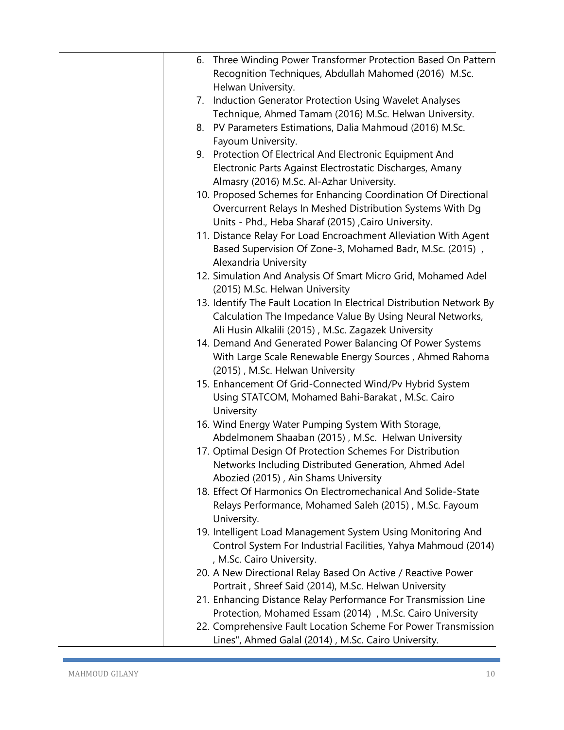6. Three Winding Power Transformer Protection Based On Pattern Recognition Techniques, Abdullah Mahomed (2016) M.Sc. Helwan University.
7. Induction Generator Protection Using Wavelet Analyses Technique, Ahmed Tamam (2016) M.Sc. Helwan University.
8. PV Parameters Estimations, Dalia Mahmoud (2016) M.Sc. Fayoum University.
9. Protection Of Electrical And Electronic Equipment And Electronic Parts Against Electrostatic Discharges, Amany Almasry (2016) M.Sc. Al-Azhar University.
10. Proposed Schemes for Enhancing Coordination Of Directional Overcurrent Relays In Meshed Distribution Systems With Dg Units - Phd., Heba Sharaf (2015) ,Cairo University.
11. Distance Relay For Load Encroachment Alleviation With Agent Based Supervision Of Zone-3, Mohamed Badr, M.Sc. (2015) , Alexandria University
12. Simulation And Analysis Of Smart Micro Grid, Mohamed Adel (2015) M.Sc. Helwan University
13. Identify The Fault Location In Electrical Distribution Network By Calculation The Impedance Value By Using Neural Networks, Ali Husin Alkalili (2015) , M.Sc. Zagazek University
14. Demand And Generated Power Balancing Of Power Systems With Large Scale Renewable Energy Sources , Ahmed Rahoma (2015) , M.Sc. Helwan University
15. Enhancement Of Grid-Connected Wind/Pv Hybrid System Using STATCOM, Mohamed Bahi-Barakat , M.Sc. Cairo University
16. Wind Energy Water Pumping System With Storage, Abdelmonem Shaaban (2015) , M.Sc. Helwan University
17. Optimal Design Of Protection Schemes For Distribution Networks Including Distributed Generation, Ahmed Adel Abozied (2015) , Ain Shams University
18. Effect Of Harmonics On Electromechanical And Solide-State Relays Performance, Mohamed Saleh (2015) , M.Sc. Fayoum University.
19. Intelligent Load Management System Using Monitoring And Control System For Industrial Facilities, Yahya Mahmoud (2014) , M.Sc. Cairo University.
20. A New Directional Relay Based On Active / Reactive Power Portrait , Shreef Said (2014), M.Sc. Helwan University
21. Enhancing Distance Relay Performance For Transmission Line Protection, Mohamed Essam (2014) , M.Sc. Cairo University
22. Comprehensive Fault Location Scheme For Power Transmission Lines", Ahmed Galal (2014) , M.Sc. Cairo University.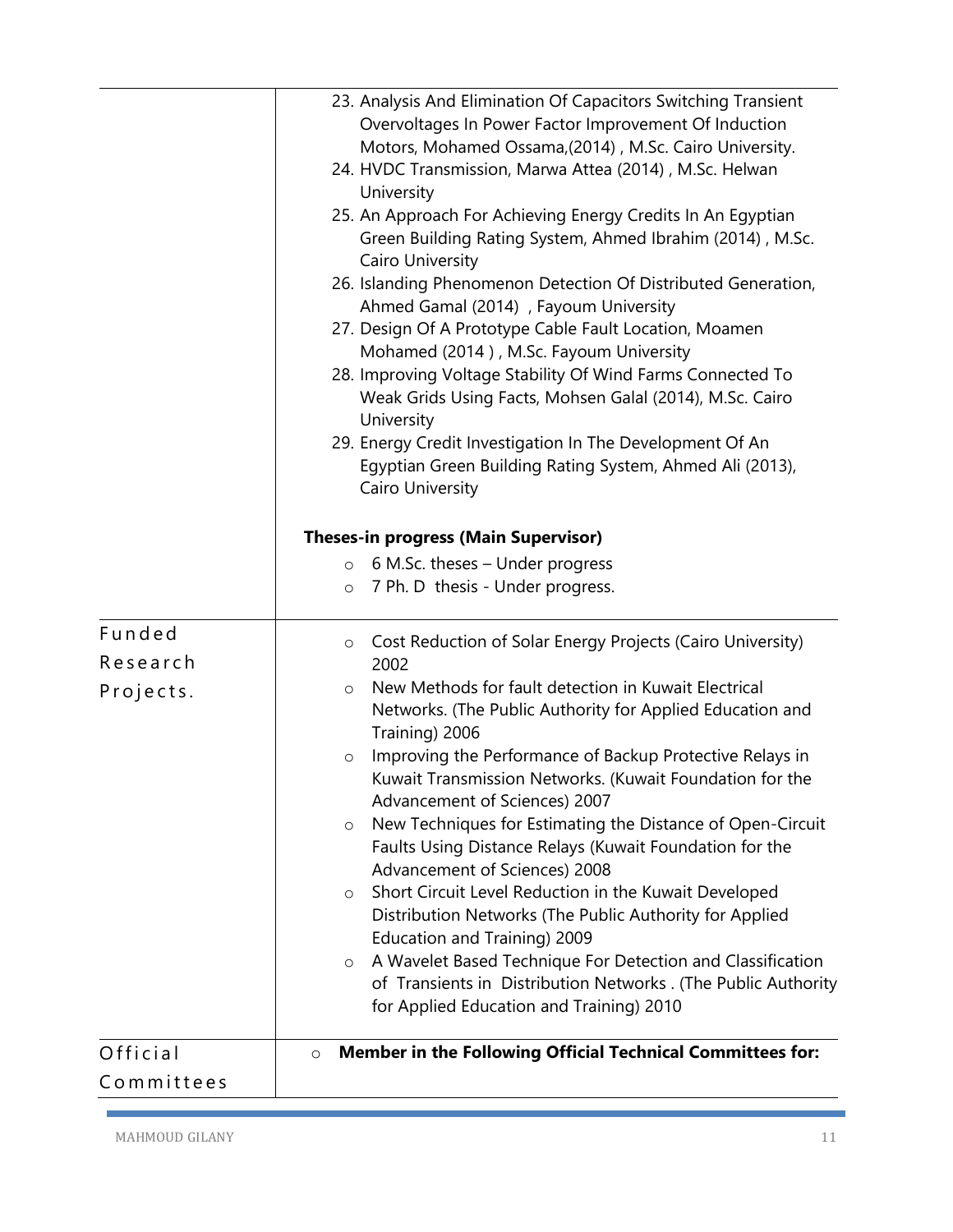| | |
|---|---|
| | 23. Analysis And Elimination Of Capacitors Switching Transient Overvoltages In Power Factor Improvement Of Induction Motors, Mohamed Ossama,(2014) , M.Sc. Cairo University.<br>24. HVDC Transmission, Marwa Attea (2014) , M.Sc. Helwan University<br>25. An Approach For Achieving Energy Credits In An Egyptian Green Building Rating System, Ahmed Ibrahim (2014) , M.Sc. Cairo University<br>26. Islanding Phenomenon Detection Of Distributed Generation, Ahmed Gamal (2014) , Fayoum University<br>27. Design Of A Prototype Cable Fault Location, Moamen Mohamed (2014 ) , M.Sc. Fayoum University<br>28. Improving Voltage Stability Of Wind Farms Connected To Weak Grids Using Facts, Mohsen Galal (2014), M.Sc. Cairo University<br>29. Energy Credit Investigation In The Development Of An Egyptian Green Building Rating System, Ahmed Ali (2013), Cairo University<br><br>**Theses-in progress (Main Supervisor)**<br>○ 6 M.Sc. theses – Under progress<br>○ 7 Ph. D thesis - Under progress. |
| Funded Research Projects. | ○ Cost Reduction of Solar Energy Projects (Cairo University) 2002<br>○ New Methods for fault detection in Kuwait Electrical Networks. (The Public Authority for Applied Education and Training) 2006<br>○ Improving the Performance of Backup Protective Relays in Kuwait Transmission Networks. (Kuwait Foundation for the Advancement of Sciences) 2007<br>○ New Techniques for Estimating the Distance of Open-Circuit Faults Using Distance Relays (Kuwait Foundation for the Advancement of Sciences) 2008<br>○ Short Circuit Level Reduction in the Kuwait Developed Distribution Networks (The Public Authority for Applied Education and Training) 2009<br>○ A Wavelet Based Technique For Detection and Classification of Transients in Distribution Networks . (The Public Authority for Applied Education and Training) 2010 |
| Official Committees | ○ **Member in the Following Official Technical Committees for:** |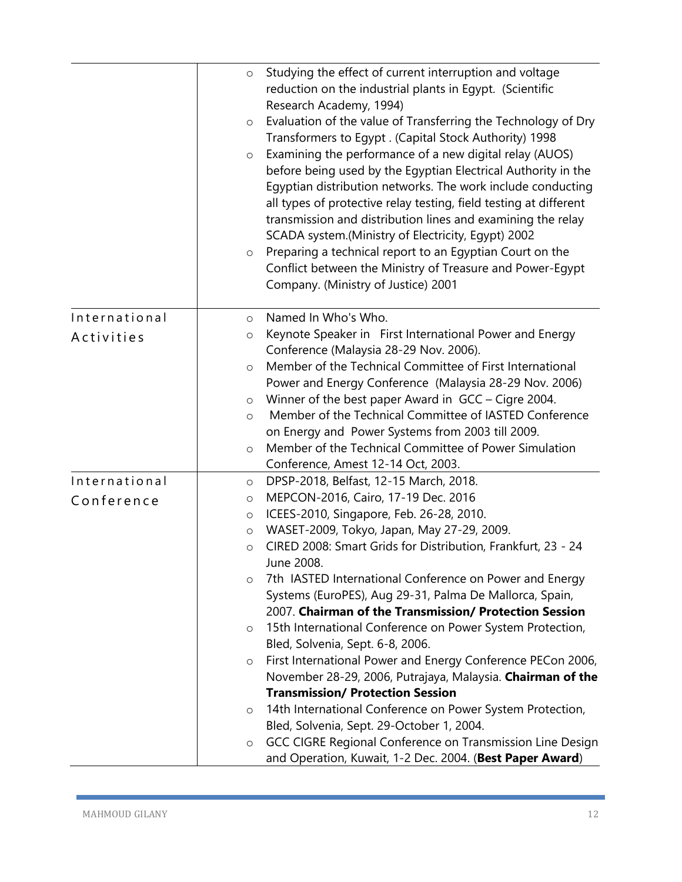| | |
|---|---|
| | <ul><li>Studying the effect of current interruption and voltage reduction on the industrial plants in Egypt. (Scientific Research Academy, 1994)</li><li>Evaluation of the value of Transferring the Technology of Dry Transformers to Egypt . (Capital Stock Authority) 1998</li><li>Examining the performance of a new digital relay (AUOS) before being used by the Egyptian Electrical Authority in the Egyptian distribution networks. The work include conducting all types of protective relay testing, field testing at different transmission and distribution lines and examining the relay SCADA system.(Ministry of Electricity, Egypt) 2002</li><li>Preparing a technical report to an Egyptian Court on the Conflict between the Ministry of Treasure and Power-Egypt Company. (Ministry of Justice) 2001</li></ul> |
| International Activities | <ul><li>Named In Who's Who.</li><li>Keynote Speaker in First International Power and Energy Conference (Malaysia 28-29 Nov. 2006).</li><li>Member of the Technical Committee of First International Power and Energy Conference (Malaysia 28-29 Nov. 2006)</li><li>Winner of the best paper Award in GCC – Cigre 2004.</li><li>Member of the Technical Committee of IASTED Conference on Energy and Power Systems from 2003 till 2009.</li><li>Member of the Technical Committee of Power Simulation Conference, Amest 12-14 Oct, 2003.</li></ul> |
| International Conference | <ul><li>DPSP-2018, Belfast, 12-15 March, 2018.</li><li>MEPCON-2016, Cairo, 17-19 Dec. 2016</li><li>ICEES-2010, Singapore, Feb. 26-28, 2010.</li><li>WASET-2009, Tokyo, Japan, May 27-29, 2009.</li><li>CIRED 2008: Smart Grids for Distribution, Frankfurt, 23 - 24 June 2008.</li><li>7th IASTED International Conference on Power and Energy Systems (EuroPES), Aug 29-31, Palma De Mallorca, Spain, 2007. **Chairman of the Transmission/ Protection Session**</li><li>15th International Conference on Power System Protection, Bled, Solvenia, Sept. 6-8, 2006.</li><li>First International Power and Energy Conference PECon 2006, November 28-29, 2006, Putrajaya, Malaysia. **Chairman of the Transmission/ Protection Session**</li><li>14th International Conference on Power System Protection, Bled, Solvenia, Sept. 29-October 1, 2004.</li><li>GCC CIGRE Regional Conference on Transmission Line Design and Operation, Kuwait, 1-2 Dec. 2004. (**Best Paper Award**)</li></ul> |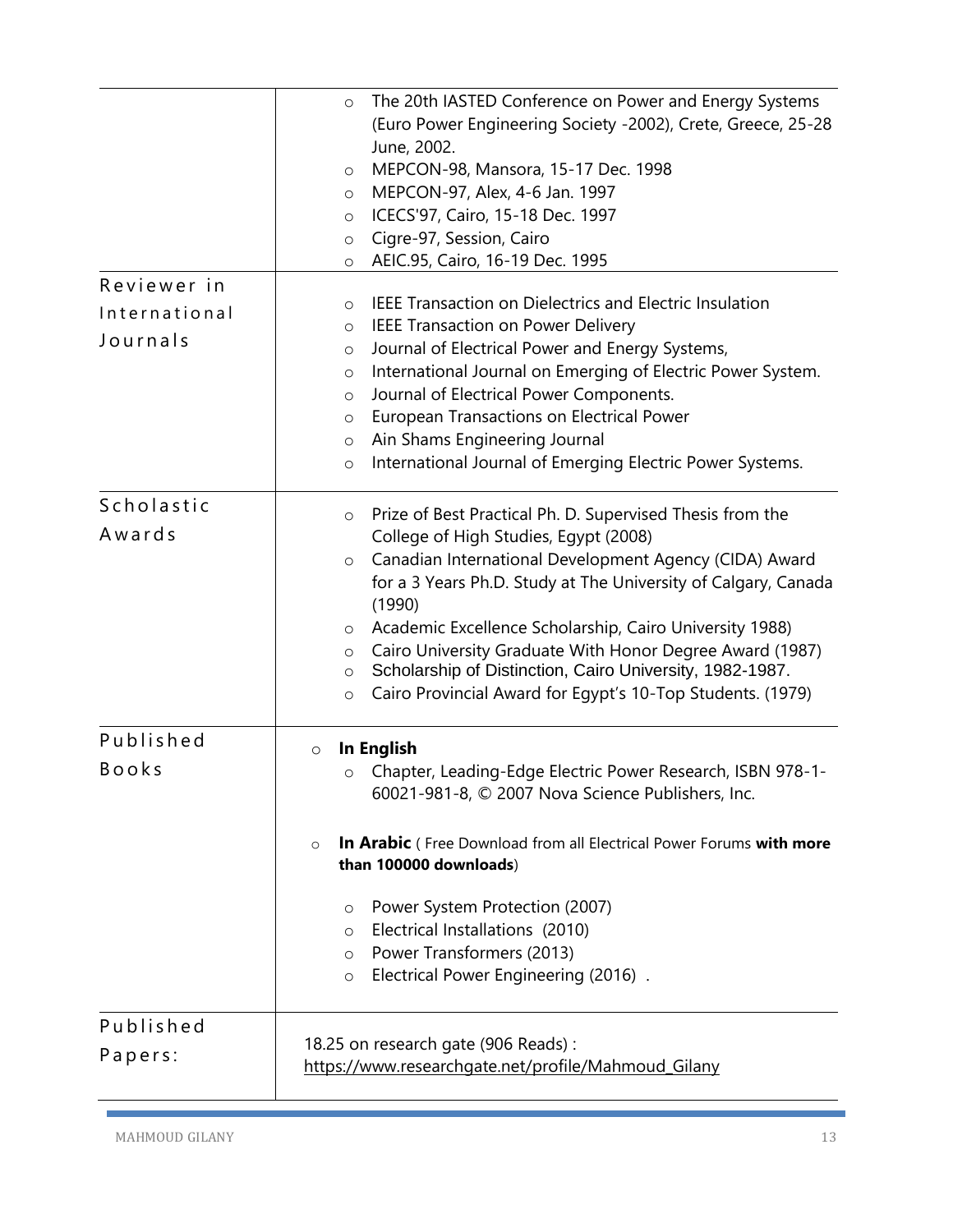| | |
|---|---|
| | ○ The 20th IASTED Conference on Power and Energy Systems (Euro Power Engineering Society -2002), Crete, Greece, 25-28 June, 2002.<br>○ MEPCON-98, Mansora, 15-17 Dec. 1998<br>○ MEPCON-97, Alex, 4-6 Jan. 1997<br>○ ICECS'97, Cairo, 15-18 Dec. 1997<br>○ Cigre-97, Session, Cairo<br>○ AEIC.95, Cairo, 16-19 Dec. 1995 |
| Reviewer in International Journals | ○ IEEE Transaction on Dielectrics and Electric Insulation<br>○ IEEE Transaction on Power Delivery<br>○ Journal of Electrical Power and Energy Systems,<br>○ International Journal on Emerging of Electric Power System.<br>○ Journal of Electrical Power Components.<br>○ European Transactions on Electrical Power<br>○ Ain Shams Engineering Journal<br>○ International Journal of Emerging Electric Power Systems. |
| Scholastic Awards | ○ Prize of Best Practical Ph. D. Supervised Thesis from the College of High Studies, Egypt (2008)<br>○ Canadian International Development Agency (CIDA) Award for a 3 Years Ph.D. Study at The University of Calgary, Canada (1990)<br>○ Academic Excellence Scholarship, Cairo University 1988)<br>○ Cairo University Graduate With Honor Degree Award (1987)<br>○ Scholarship of Distinction, Cairo University, 1982-1987.<br>○ Cairo Provincial Award for Egypt's 10-Top Students. (1979) |
| Published Books | ○ **In English**<br>○ Chapter, Leading-Edge Electric Power Research, ISBN 978-1-60021-981-8, © 2007 Nova Science Publishers, Inc.<br><br>○ **In Arabic** ( Free Download from all Electrical Power Forums **with more than 100000 downloads**)<br><br>○ Power System Protection (2007)<br>○ Electrical Installations (2010)<br>○ Power Transformers (2013)<br>○ Electrical Power Engineering (2016) . |
| Published Papers: | 18.25 on research gate (906 Reads) : https://www.researchgate.net/profile/Mahmoud_Gilany |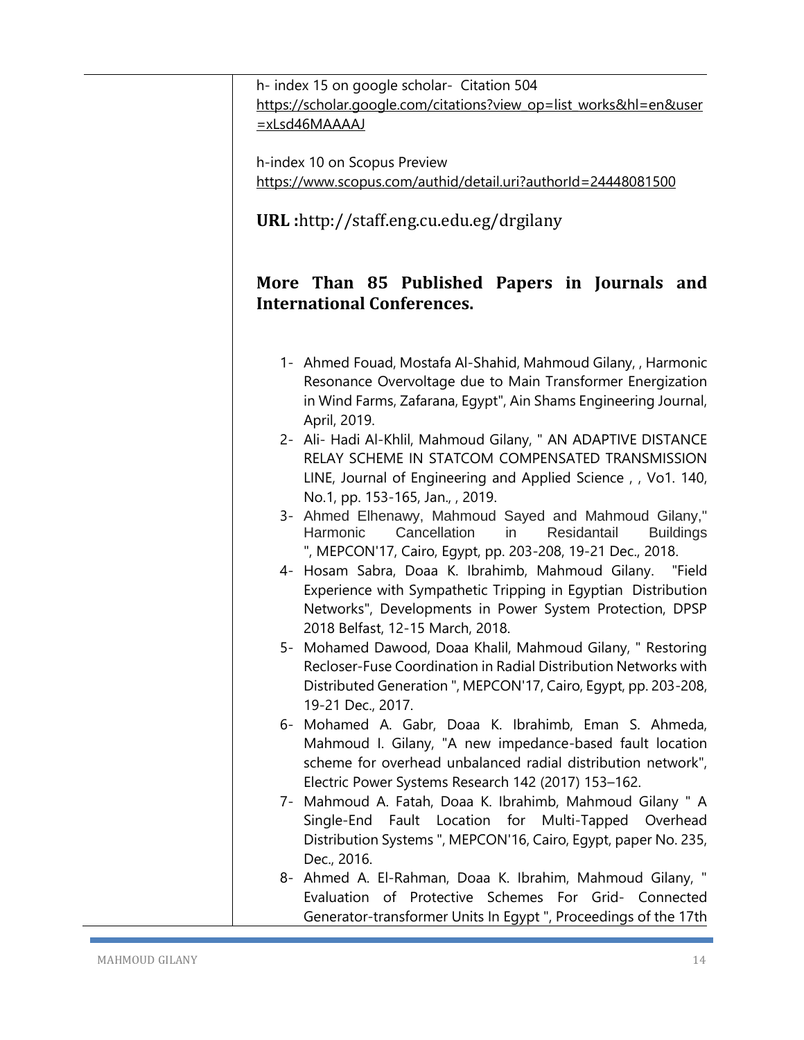h- index 15 on google scholar- Citation 504
https://scholar.google.com/citations?view_op=list_works&hl=en&user=xLsd46MAAAAJ

h-index 10 on Scopus Preview
https://www.scopus.com/authid/detail.uri?authorId=24448081500

**URL :**http://staff.eng.cu.edu.eg/drgilany

## More Than 85 Published Papers in Journals and International Conferences.

1- Ahmed Fouad, Mostafa Al-Shahid, Mahmoud Gilany, , Harmonic Resonance Overvoltage due to Main Transformer Energization in Wind Farms, Zafarana, Egypt", Ain Shams Engineering Journal, April, 2019.
2- Ali- Hadi Al-Khlil, Mahmoud Gilany, " AN ADAPTIVE DISTANCE RELAY SCHEME IN STATCOM COMPENSATED TRANSMISSION LINE, Journal of Engineering and Applied Science , , Vo1. 140, No.1, pp. 153-165, Jan., , 2019.
3- Ahmed Elhenawy, Mahmoud Sayed and Mahmoud Gilany," Harmonic Cancellation in Residantail Buildings ", MEPCON'17, Cairo, Egypt, pp. 203-208, 19-21 Dec., 2018.
4- Hosam Sabra, Doaa K. Ibrahimb, Mahmoud Gilany. "Field Experience with Sympathetic Tripping in Egyptian Distribution Networks", Developments in Power System Protection, DPSP 2018 Belfast, 12-15 March, 2018.
5- Mohamed Dawood, Doaa Khalil, Mahmoud Gilany, " Restoring Recloser-Fuse Coordination in Radial Distribution Networks with Distributed Generation ", MEPCON'17, Cairo, Egypt, pp. 203-208, 19-21 Dec., 2017.
6- Mohamed A. Gabr, Doaa K. Ibrahimb, Eman S. Ahmeda, Mahmoud I. Gilany, "A new impedance-based fault location scheme for overhead unbalanced radial distribution network", Electric Power Systems Research 142 (2017) 153–162.
7- Mahmoud A. Fatah, Doaa K. Ibrahimb, Mahmoud Gilany " A Single-End Fault Location for Multi-Tapped Overhead Distribution Systems ", MEPCON'16, Cairo, Egypt, paper No. 235, Dec., 2016.
8- Ahmed A. El-Rahman, Doaa K. Ibrahim, Mahmoud Gilany, " Evaluation of Protective Schemes For Grid- Connected Generator-transformer Units In Egypt ", Proceedings of the 17th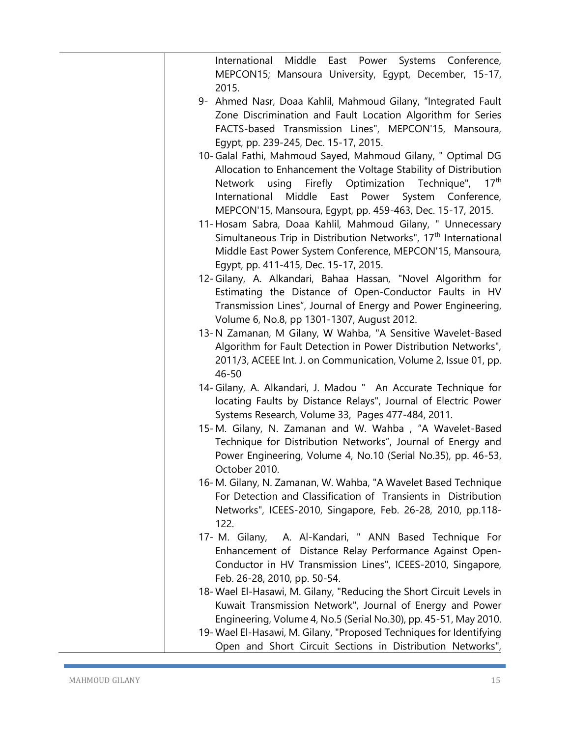International Middle East Power Systems Conference, MEPCON15; Mansoura University, Egypt, December, 15-17, 2015.

9- Ahmed Nasr, Doaa Kahlil, Mahmoud Gilany, "Integrated Fault Zone Discrimination and Fault Location Algorithm for Series FACTS-based Transmission Lines", MEPCON'15, Mansoura, Egypt, pp. 239-245, Dec. 15-17, 2015.

10- Galal Fathi, Mahmoud Sayed, Mahmoud Gilany, " Optimal DG Allocation to Enhancement the Voltage Stability of Distribution Network using Firefly Optimization Technique", 17th International Middle East Power System Conference, MEPCON'15, Mansoura, Egypt, pp. 459-463, Dec. 15-17, 2015.

11- Hosam Sabra, Doaa Kahlil, Mahmoud Gilany, " Unnecessary Simultaneous Trip in Distribution Networks", 17th International Middle East Power System Conference, MEPCON'15, Mansoura, Egypt, pp. 411-415, Dec. 15-17, 2015.

12- Gilany, A. Alkandari, Bahaa Hassan, "Novel Algorithm for Estimating the Distance of Open-Conductor Faults in HV Transmission Lines", Journal of Energy and Power Engineering, Volume 6, No.8, pp 1301-1307, August 2012.

13- N Zamanan, M Gilany, W Wahba, "A Sensitive Wavelet-Based Algorithm for Fault Detection in Power Distribution Networks", 2011/3, ACEEE Int. J. on Communication, Volume 2, Issue 01, pp. 46-50

14- Gilany, A. Alkandari, J. Madou " An Accurate Technique for locating Faults by Distance Relays", Journal of Electric Power Systems Research, Volume 33, Pages 477-484, 2011.

15- M. Gilany, N. Zamanan and W. Wahba , "A Wavelet-Based Technique for Distribution Networks", Journal of Energy and Power Engineering, Volume 4, No.10 (Serial No.35), pp. 46-53, October 2010.

16- M. Gilany, N. Zamanan, W. Wahba, "A Wavelet Based Technique For Detection and Classification of Transients in Distribution Networks", ICEES-2010, Singapore, Feb. 26-28, 2010, pp.118-122.

17- M. Gilany, A. Al-Kandari, " ANN Based Technique For Enhancement of Distance Relay Performance Against Open-Conductor in HV Transmission Lines", ICEES-2010, Singapore, Feb. 26-28, 2010, pp. 50-54.

18- Wael El-Hasawi, M. Gilany, "Reducing the Short Circuit Levels in Kuwait Transmission Network", Journal of Energy and Power Engineering, Volume 4, No.5 (Serial No.30), pp. 45-51, May 2010.

19- Wael El-Hasawi, M. Gilany, "Proposed Techniques for Identifying Open and Short Circuit Sections in Distribution Networks",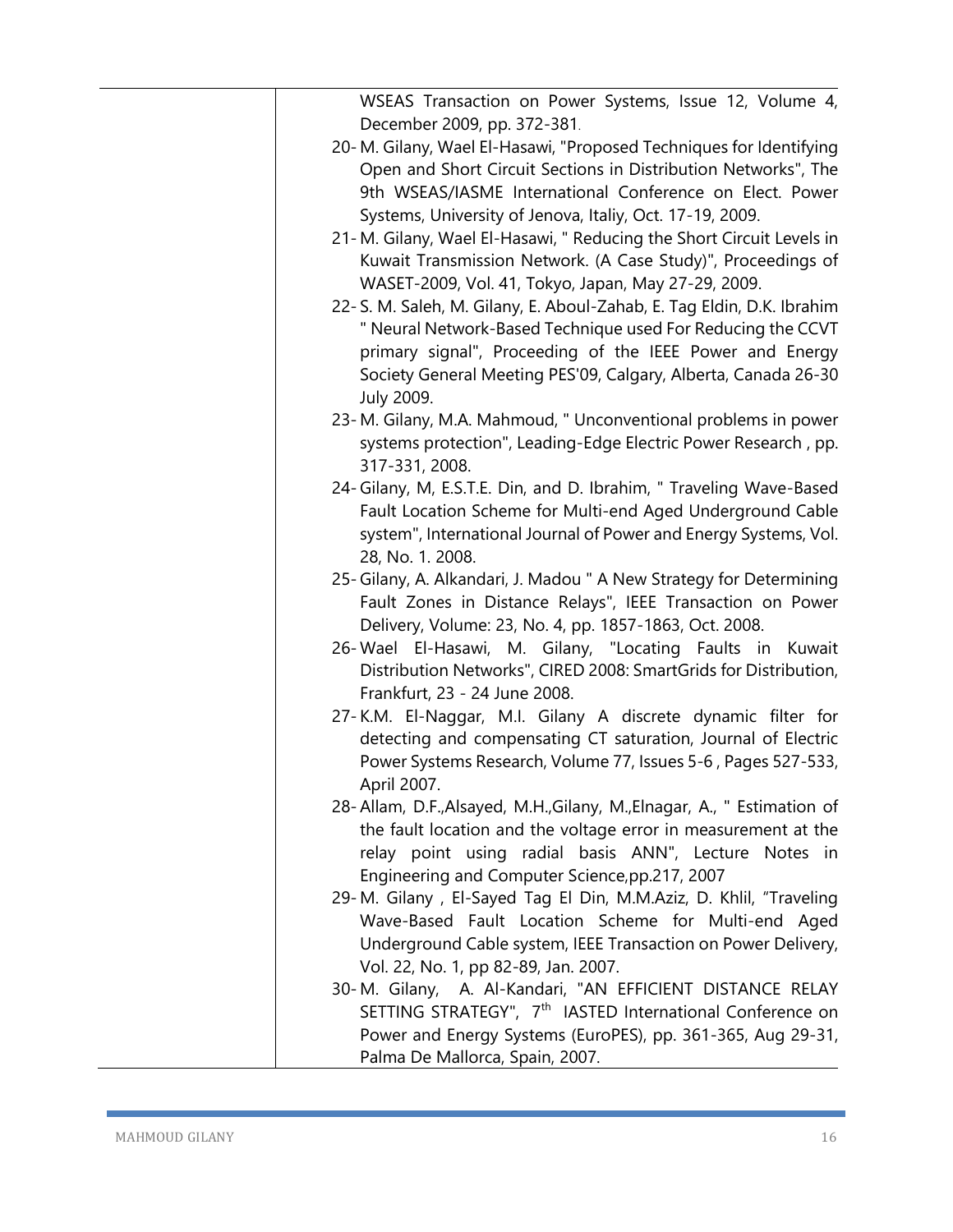WSEAS Transaction on Power Systems, Issue 12, Volume 4, December 2009, pp. 372-381.

20- M. Gilany, Wael El-Hasawi, "Proposed Techniques for Identifying Open and Short Circuit Sections in Distribution Networks", The 9th WSEAS/IASME International Conference on Elect. Power Systems, University of Jenova, Italiy, Oct. 17-19, 2009.
21- M. Gilany, Wael El-Hasawi, " Reducing the Short Circuit Levels in Kuwait Transmission Network. (A Case Study)", Proceedings of WASET-2009, Vol. 41, Tokyo, Japan, May 27-29, 2009.
22- S. M. Saleh, M. Gilany, E. Aboul-Zahab, E. Tag Eldin, D.K. Ibrahim " Neural Network-Based Technique used For Reducing the CCVT primary signal", Proceeding of the IEEE Power and Energy Society General Meeting PES'09, Calgary, Alberta, Canada 26-30 July 2009.
23- M. Gilany, M.A. Mahmoud, " Unconventional problems in power systems protection", Leading-Edge Electric Power Research , pp. 317-331, 2008.
24- Gilany, M, E.S.T.E. Din, and D. Ibrahim, " Traveling Wave-Based Fault Location Scheme for Multi-end Aged Underground Cable system", International Journal of Power and Energy Systems, Vol. 28, No. 1. 2008.
25- Gilany, A. Alkandari, J. Madou " A New Strategy for Determining Fault Zones in Distance Relays", IEEE Transaction on Power Delivery, Volume: 23, No. 4, pp. 1857-1863, Oct. 2008.
26- Wael El-Hasawi, M. Gilany, "Locating Faults in Kuwait Distribution Networks", CIRED 2008: SmartGrids for Distribution, Frankfurt, 23 - 24 June 2008.
27- K.M. El-Naggar, M.I. Gilany A discrete dynamic filter for detecting and compensating CT saturation, Journal of Electric Power Systems Research, Volume 77, Issues 5-6 , Pages 527-533, April 2007.
28- Allam, D.F.,Alsayed, M.H.,Gilany, M.,Elnagar, A., " Estimation of the fault location and the voltage error in measurement at the relay point using radial basis ANN", Lecture Notes in Engineering and Computer Science,pp.217, 2007
29- M. Gilany , El-Sayed Tag El Din, M.M.Aziz, D. Khlil, "Traveling Wave-Based Fault Location Scheme for Multi-end Aged Underground Cable system, IEEE Transaction on Power Delivery, Vol. 22, No. 1, pp 82-89, Jan. 2007.
30- M. Gilany, A. Al-Kandari, "AN EFFICIENT DISTANCE RELAY SETTING STRATEGY", 7th IASTED International Conference on Power and Energy Systems (EuroPES), pp. 361-365, Aug 29-31, Palma De Mallorca, Spain, 2007.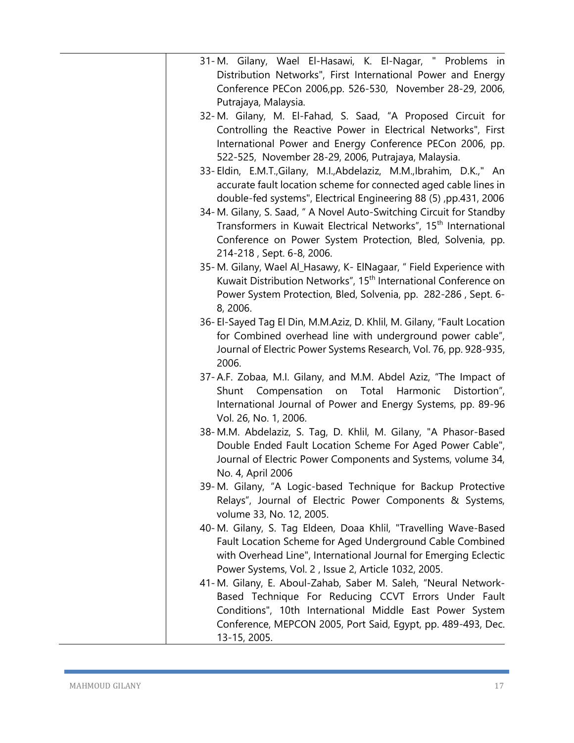31- M. Gilany, Wael El-Hasawi, K. El-Nagar, " Problems in Distribution Networks", First International Power and Energy Conference PECon 2006,pp. 526-530, November 28-29, 2006, Putrajaya, Malaysia.

32- M. Gilany, M. El-Fahad, S. Saad, "A Proposed Circuit for Controlling the Reactive Power in Electrical Networks", First International Power and Energy Conference PECon 2006, pp. 522-525, November 28-29, 2006, Putrajaya, Malaysia.

33- Eldin, E.M.T.,Gilany, M.I.,Abdelaziz, M.M.,Ibrahim, D.K.," An accurate fault location scheme for connected aged cable lines in double-fed systems", Electrical Engineering 88 (5) ,pp.431, 2006

34- M. Gilany, S. Saad, " A Novel Auto-Switching Circuit for Standby Transformers in Kuwait Electrical Networks", 15th International Conference on Power System Protection, Bled, Solvenia, pp. 214-218 , Sept. 6-8, 2006.

35- M. Gilany, Wael Al_Hasawy, K- ElNagaar, " Field Experience with Kuwait Distribution Networks", 15th International Conference on Power System Protection, Bled, Solvenia, pp. 282-286 , Sept. 6-8, 2006.

36- El-Sayed Tag El Din, M.M.Aziz, D. Khlil, M. Gilany, "Fault Location for Combined overhead line with underground power cable", Journal of Electric Power Systems Research, Vol. 76, pp. 928-935, 2006.

37- A.F. Zobaa, M.I. Gilany, and M.M. Abdel Aziz, "The Impact of Shunt Compensation on Total Harmonic Distortion", International Journal of Power and Energy Systems, pp. 89-96 Vol. 26, No. 1, 2006.

38- M.M. Abdelaziz, S. Tag, D. Khlil, M. Gilany, "A Phasor-Based Double Ended Fault Location Scheme For Aged Power Cable", Journal of Electric Power Components and Systems, volume 34, No. 4, April 2006

39- M. Gilany, "A Logic-based Technique for Backup Protective Relays", Journal of Electric Power Components & Systems, volume 33, No. 12, 2005.

40- M. Gilany, S. Tag Eldeen, Doaa Khlil, "Travelling Wave-Based Fault Location Scheme for Aged Underground Cable Combined with Overhead Line", International Journal for Emerging Eclectic Power Systems, Vol. 2 , Issue 2, Article 1032, 2005.

41- M. Gilany, E. Aboul-Zahab, Saber M. Saleh, "Neural Network-Based Technique For Reducing CCVT Errors Under Fault Conditions", 10th International Middle East Power System Conference, MEPCON 2005, Port Said, Egypt, pp. 489-493, Dec. 13-15, 2005.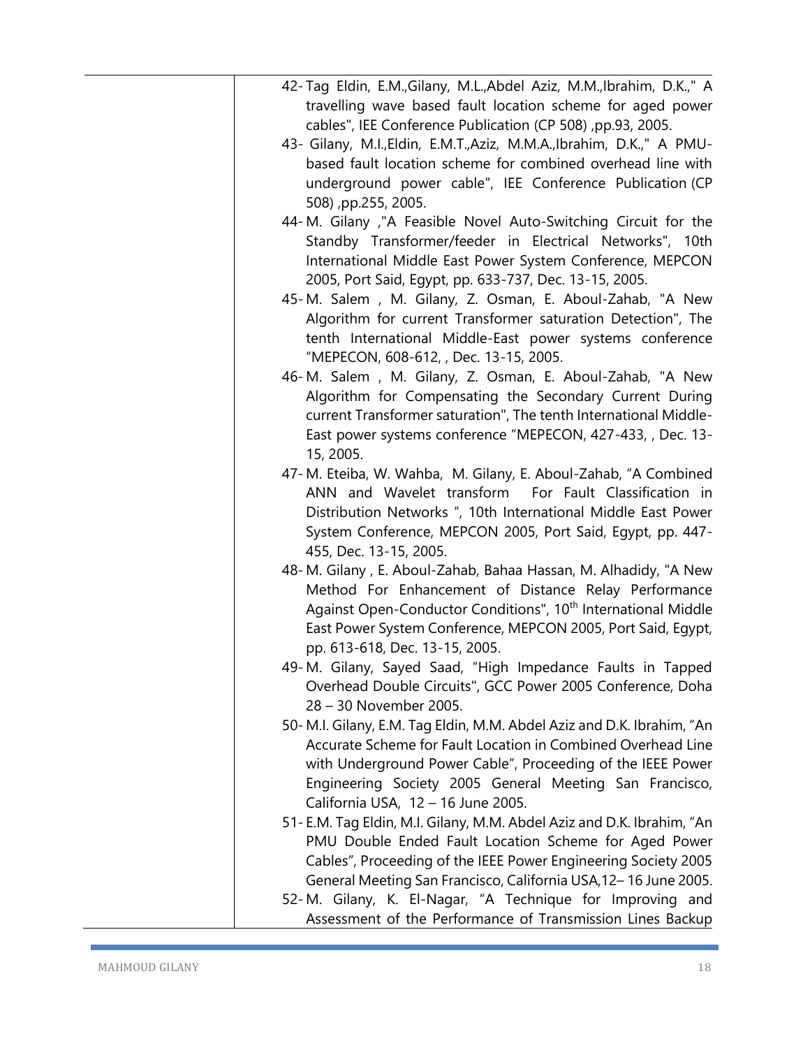42- Tag Eldin, E.M.,Gilany, M.L.,Abdel Aziz, M.M.,Ibrahim, D.K.," A travelling wave based fault location scheme for aged power cables", IEE Conference Publication (CP 508) ,pp.93, 2005.

43- Gilany, M.I.,Eldin, E.M.T.,Aziz, M.M.A.,Ibrahim, D.K.," A PMU-based fault location scheme for combined overhead line with underground power cable", IEE Conference Publication (CP 508) ,pp.255, 2005.

44- M. Gilany ,"A Feasible Novel Auto-Switching Circuit for the Standby Transformer/feeder in Electrical Networks", 10th International Middle East Power System Conference, MEPCON 2005, Port Said, Egypt, pp. 633-737, Dec. 13-15, 2005.

45- M. Salem , M. Gilany, Z. Osman, E. Aboul-Zahab, "A New Algorithm for current Transformer saturation Detection", The tenth International Middle-East power systems conference "MEPECON, 608-612, , Dec. 13-15, 2005.

46- M. Salem , M. Gilany, Z. Osman, E. Aboul-Zahab, "A New Algorithm for Compensating the Secondary Current During current Transformer saturation", The tenth International Middle-East power systems conference "MEPECON, 427-433, , Dec. 13-15, 2005.

47- M. Eteiba, W. Wahba, M. Gilany, E. Aboul-Zahab, "A Combined ANN and Wavelet transform For Fault Classification in Distribution Networks ", 10th International Middle East Power System Conference, MEPCON 2005, Port Said, Egypt, pp. 447-455, Dec. 13-15, 2005.

48- M. Gilany , E. Aboul-Zahab, Bahaa Hassan, M. Alhadidy, "A New Method For Enhancement of Distance Relay Performance Against Open-Conductor Conditions", 10th International Middle East Power System Conference, MEPCON 2005, Port Said, Egypt, pp. 613-618, Dec. 13-15, 2005.

49- M. Gilany, Sayed Saad, "High Impedance Faults in Tapped Overhead Double Circuits", GCC Power 2005 Conference, Doha 28 – 30 November 2005.

50- M.I. Gilany, E.M. Tag Eldin, M.M. Abdel Aziz and D.K. Ibrahim, "An Accurate Scheme for Fault Location in Combined Overhead Line with Underground Power Cable", Proceeding of the IEEE Power Engineering Society 2005 General Meeting San Francisco, California USA, 12 – 16 June 2005.

51- E.M. Tag Eldin, M.I. Gilany, M.M. Abdel Aziz and D.K. Ibrahim, "An PMU Double Ended Fault Location Scheme for Aged Power Cables", Proceeding of the IEEE Power Engineering Society 2005 General Meeting San Francisco, California USA,12– 16 June 2005.

52- M. Gilany, K. El-Nagar, "A Technique for Improving and Assessment of the Performance of Transmission Lines Backup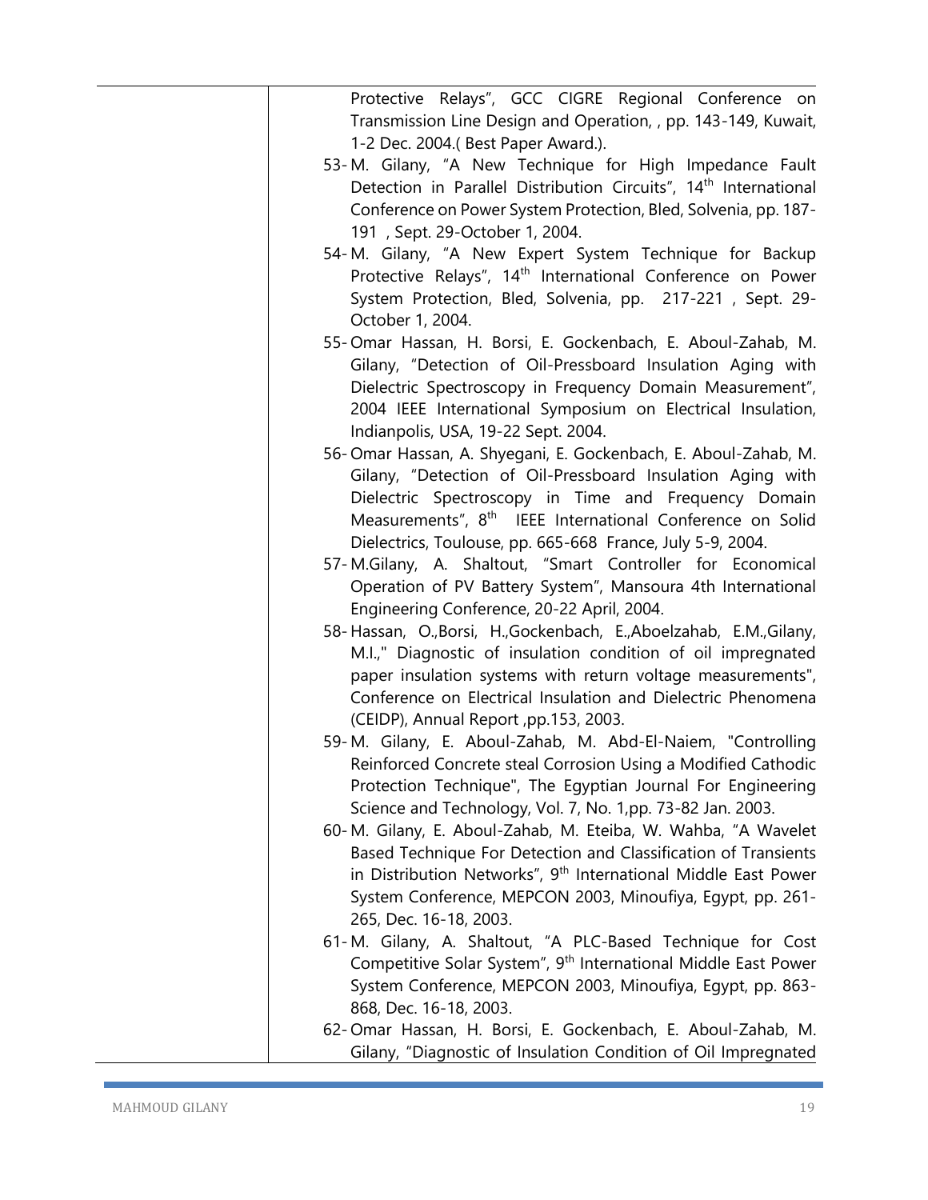Protective Relays", GCC CIGRE Regional Conference on Transmission Line Design and Operation, , pp. 143-149, Kuwait, 1-2 Dec. 2004.( Best Paper Award.).

53- M. Gilany, "A New Technique for High Impedance Fault Detection in Parallel Distribution Circuits", 14th International Conference on Power System Protection, Bled, Solvenia, pp. 187-191 , Sept. 29-October 1, 2004.

54- M. Gilany, "A New Expert System Technique for Backup Protective Relays", 14th International Conference on Power System Protection, Bled, Solvenia, pp. 217-221 , Sept. 29-October 1, 2004.

55- Omar Hassan, H. Borsi, E. Gockenbach, E. Aboul-Zahab, M. Gilany, "Detection of Oil-Pressboard Insulation Aging with Dielectric Spectroscopy in Frequency Domain Measurement", 2004 IEEE International Symposium on Electrical Insulation, Indianpolis, USA, 19-22 Sept. 2004.

56- Omar Hassan, A. Shyegani, E. Gockenbach, E. Aboul-Zahab, M. Gilany, "Detection of Oil-Pressboard Insulation Aging with Dielectric Spectroscopy in Time and Frequency Domain Measurements", 8th IEEE International Conference on Solid Dielectrics, Toulouse, pp. 665-668 France, July 5-9, 2004.

57- M.Gilany, A. Shaltout, "Smart Controller for Economical Operation of PV Battery System", Mansoura 4th International Engineering Conference, 20-22 April, 2004.

58- Hassan, O.,Borsi, H.,Gockenbach, E.,Aboelzahab, E.M.,Gilany, M.I.," Diagnostic of insulation condition of oil impregnated paper insulation systems with return voltage measurements", Conference on Electrical Insulation and Dielectric Phenomena (CEIDP), Annual Report ,pp.153, 2003.

59- M. Gilany, E. Aboul-Zahab, M. Abd-El-Naiem, "Controlling Reinforced Concrete steal Corrosion Using a Modified Cathodic Protection Technique", The Egyptian Journal For Engineering Science and Technology, Vol. 7, No. 1,pp. 73-82 Jan. 2003.

60- M. Gilany, E. Aboul-Zahab, M. Eteiba, W. Wahba, "A Wavelet Based Technique For Detection and Classification of Transients in Distribution Networks", 9th International Middle East Power System Conference, MEPCON 2003, Minoufiya, Egypt, pp. 261-265, Dec. 16-18, 2003.

61- M. Gilany, A. Shaltout, "A PLC-Based Technique for Cost Competitive Solar System", 9th International Middle East Power System Conference, MEPCON 2003, Minoufiya, Egypt, pp. 863-868, Dec. 16-18, 2003.

62- Omar Hassan, H. Borsi, E. Gockenbach, E. Aboul-Zahab, M. Gilany, "Diagnostic of Insulation Condition of Oil Impregnated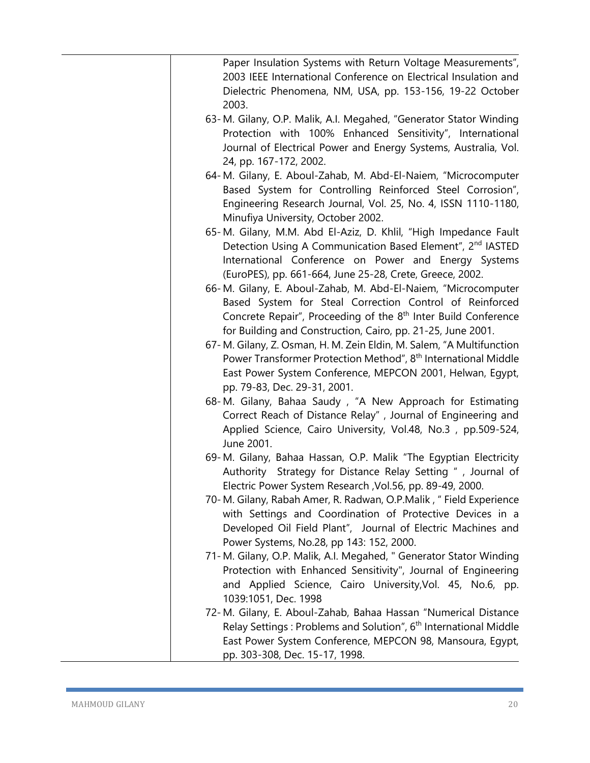Paper Insulation Systems with Return Voltage Measurements", 2003 IEEE International Conference on Electrical Insulation and Dielectric Phenomena, NM, USA, pp. 153-156, 19-22 October 2003.

63- M. Gilany, O.P. Malik, A.I. Megahed, "Generator Stator Winding Protection with 100% Enhanced Sensitivity", International Journal of Electrical Power and Energy Systems, Australia, Vol. 24, pp. 167-172, 2002.

64- M. Gilany, E. Aboul-Zahab, M. Abd-El-Naiem, "Microcomputer Based System for Controlling Reinforced Steel Corrosion", Engineering Research Journal, Vol. 25, No. 4, ISSN 1110-1180, Minufiya University, October 2002.

65- M. Gilany, M.M. Abd El-Aziz, D. Khlil, "High Impedance Fault Detection Using A Communication Based Element", 2nd IASTED International Conference on Power and Energy Systems (EuroPES), pp. 661-664, June 25-28, Crete, Greece, 2002.

66- M. Gilany, E. Aboul-Zahab, M. Abd-El-Naiem, "Microcomputer Based System for Steal Correction Control of Reinforced Concrete Repair", Proceeding of the 8th Inter Build Conference for Building and Construction, Cairo, pp. 21-25, June 2001.

67- M. Gilany, Z. Osman, H. M. Zein Eldin, M. Salem, "A Multifunction Power Transformer Protection Method", 8th International Middle East Power System Conference, MEPCON 2001, Helwan, Egypt, pp. 79-83, Dec. 29-31, 2001.

68- M. Gilany, Bahaa Saudy , "A New Approach for Estimating Correct Reach of Distance Relay" , Journal of Engineering and Applied Science, Cairo University, Vol.48, No.3 , pp.509-524, June 2001.

69- M. Gilany, Bahaa Hassan, O.P. Malik "The Egyptian Electricity Authority Strategy for Distance Relay Setting " , Journal of Electric Power System Research ,Vol.56, pp. 89-49, 2000.

70- M. Gilany, Rabah Amer, R. Radwan, O.P.Malik , " Field Experience with Settings and Coordination of Protective Devices in a Developed Oil Field Plant", Journal of Electric Machines and Power Systems, No.28, pp 143: 152, 2000.

71- M. Gilany, O.P. Malik, A.I. Megahed, " Generator Stator Winding Protection with Enhanced Sensitivity", Journal of Engineering and Applied Science, Cairo University,Vol. 45, No.6, pp. 1039:1051, Dec. 1998

72- M. Gilany, E. Aboul-Zahab, Bahaa Hassan "Numerical Distance Relay Settings : Problems and Solution", 6th International Middle East Power System Conference, MEPCON 98, Mansoura, Egypt, pp. 303-308, Dec. 15-17, 1998.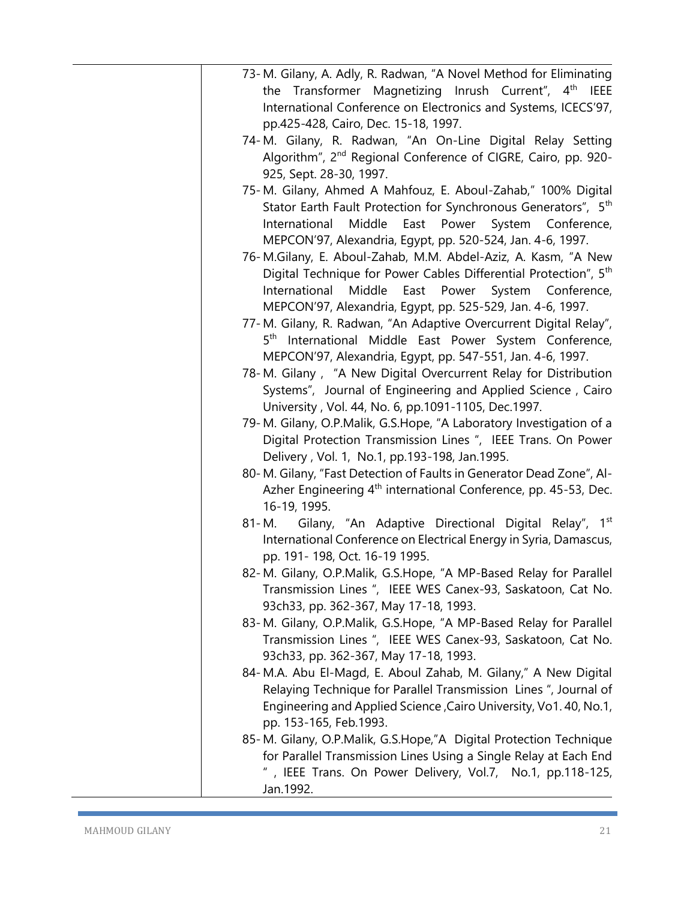73- M. Gilany, A. Adly, R. Radwan, "A Novel Method for Eliminating the Transformer Magnetizing Inrush Current", 4th IEEE International Conference on Electronics and Systems, ICECS'97, pp.425-428, Cairo, Dec. 15-18, 1997.

74- M. Gilany, R. Radwan, "An On-Line Digital Relay Setting Algorithm", 2nd Regional Conference of CIGRE, Cairo, pp. 920-925, Sept. 28-30, 1997.

75- M. Gilany, Ahmed A Mahfouz, E. Aboul-Zahab," 100% Digital Stator Earth Fault Protection for Synchronous Generators", 5th International Middle East Power System Conference, MEPCON'97, Alexandria, Egypt, pp. 520-524, Jan. 4-6, 1997.

76- M.Gilany, E. Aboul-Zahab, M.M. Abdel-Aziz, A. Kasm, "A New Digital Technique for Power Cables Differential Protection", 5th International Middle East Power System Conference, MEPCON'97, Alexandria, Egypt, pp. 525-529, Jan. 4-6, 1997.

77- M. Gilany, R. Radwan, "An Adaptive Overcurrent Digital Relay", 5th International Middle East Power System Conference, MEPCON'97, Alexandria, Egypt, pp. 547-551, Jan. 4-6, 1997.

78- M. Gilany , "A New Digital Overcurrent Relay for Distribution Systems", Journal of Engineering and Applied Science , Cairo University , Vol. 44, No. 6, pp.1091-1105, Dec.1997.

79- M. Gilany, O.P.Malik, G.S.Hope, "A Laboratory Investigation of a Digital Protection Transmission Lines ", IEEE Trans. On Power Delivery , Vol. 1, No.1, pp.193-198, Jan.1995.

80- M. Gilany, "Fast Detection of Faults in Generator Dead Zone", Al-Azher Engineering 4th international Conference, pp. 45-53, Dec. 16-19, 1995.

81- M. Gilany, "An Adaptive Directional Digital Relay", 1st International Conference on Electrical Energy in Syria, Damascus, pp. 191- 198, Oct. 16-19 1995.

82- M. Gilany, O.P.Malik, G.S.Hope, "A MP-Based Relay for Parallel Transmission Lines ", IEEE WES Canex-93, Saskatoon, Cat No. 93ch33, pp. 362-367, May 17-18, 1993.

83- M. Gilany, O.P.Malik, G.S.Hope, "A MP-Based Relay for Parallel Transmission Lines ", IEEE WES Canex-93, Saskatoon, Cat No. 93ch33, pp. 362-367, May 17-18, 1993.

84- M.A. Abu El-Magd, E. Aboul Zahab, M. Gilany," A New Digital Relaying Technique for Parallel Transmission Lines ", Journal of Engineering and Applied Science ,Cairo University, Vo1. 40, No.1, pp. 153-165, Feb.1993.

85- M. Gilany, O.P.Malik, G.S.Hope,"A Digital Protection Technique for Parallel Transmission Lines Using a Single Relay at Each End " , IEEE Trans. On Power Delivery, Vol.7, No.1, pp.118-125, Jan.1992.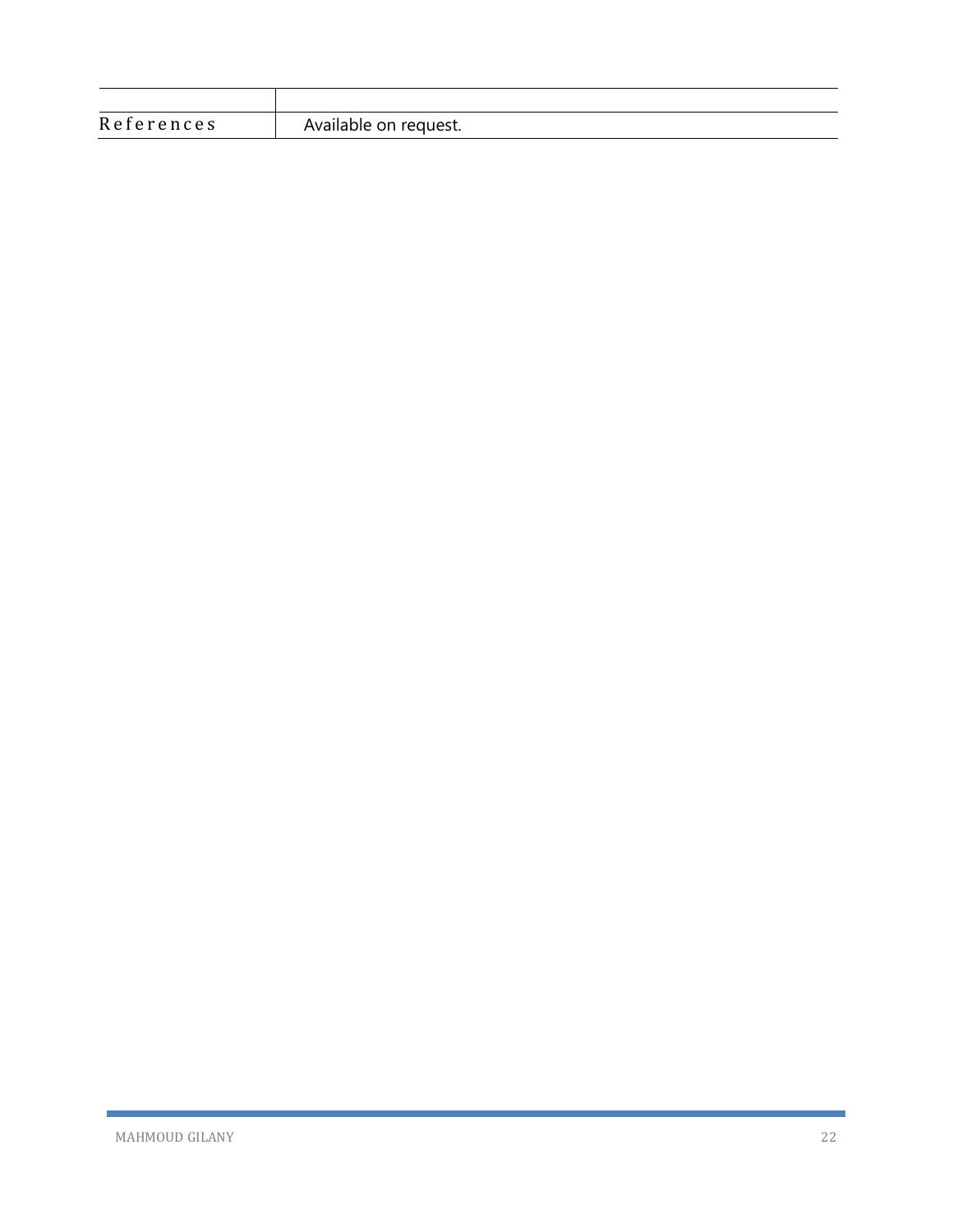| | |
|---|---|
| References | Available on request. |